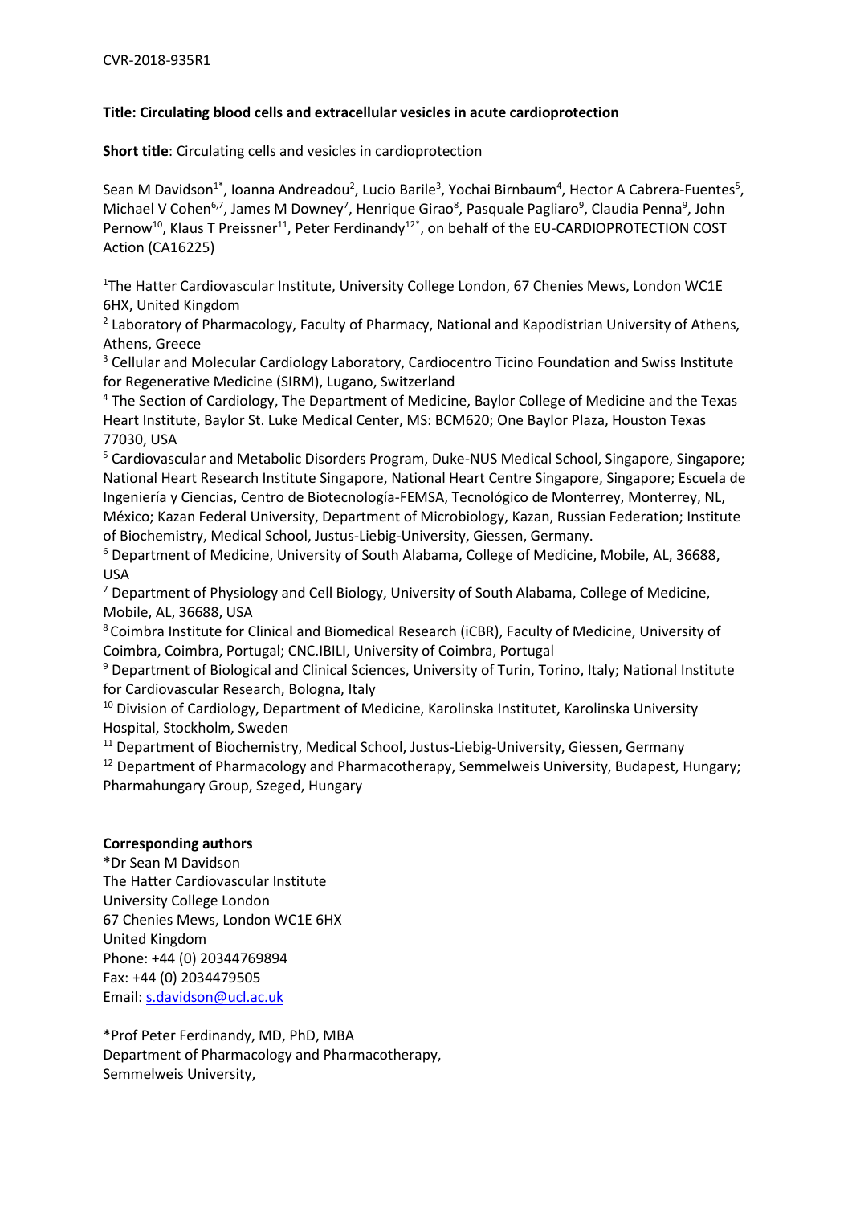CVR-2018-935R1

**Title: Circulating blood cells and extracellular vesicles in acute cardioprotection**

**Short title**: Circulating cells and vesicles in cardioprotection

Sean M Davidson[1*], Ioanna Andreadou[2], Lucio Barile[3], Yochai Birnbaum[4], Hector A Cabrera-Fuentes[5], Michael V Cohen[6,7], James M Downey[7], Henrique Girao[8], Pasquale Pagliaro[9], Claudia Penna[9], John Pernow[10], Klaus T Preissner[11], Peter Ferdinandy[12*], on behalf of the EU-CARDIOPROTECTION COST Action (CA16225)

[1]The Hatter Cardiovascular Institute, University College London, 67 Chenies Mews, London WC1E 6HX, United Kingdom

[2] Laboratory of Pharmacology, Faculty of Pharmacy, National and Kapodistrian University of Athens, Athens, Greece

[3] Cellular and Molecular Cardiology Laboratory, Cardiocentro Ticino Foundation and Swiss Institute for Regenerative Medicine (SIRM), Lugano, Switzerland

[4] The Section of Cardiology, The Department of Medicine, Baylor College of Medicine and the Texas Heart Institute, Baylor St. Luke Medical Center, MS: BCM620; One Baylor Plaza, Houston Texas 77030, USA

[5] Cardiovascular and Metabolic Disorders Program, Duke-NUS Medical School, Singapore, Singapore; National Heart Research Institute Singapore, National Heart Centre Singapore, Singapore; Escuela de Ingeniería y Ciencias, Centro de Biotecnología-FEMSA, Tecnológico de Monterrey, Monterrey, NL, México; Kazan Federal University, Department of Microbiology, Kazan, Russian Federation; Institute of Biochemistry, Medical School, Justus-Liebig-University, Giessen, Germany.

[6] Department of Medicine, University of South Alabama, College of Medicine, Mobile, AL, 36688, USA

[7] Department of Physiology and Cell Biology, University of South Alabama, College of Medicine, Mobile, AL, 36688, USA

[8] Coimbra Institute for Clinical and Biomedical Research (iCBR), Faculty of Medicine, University of Coimbra, Coimbra, Portugal; CNC.IBILI, University of Coimbra, Portugal

[9] Department of Biological and Clinical Sciences, University of Turin, Torino, Italy; National Institute for Cardiovascular Research, Bologna, Italy

[10] Division of Cardiology, Department of Medicine, Karolinska Institutet, Karolinska University Hospital, Stockholm, Sweden

[11] Department of Biochemistry, Medical School, Justus-Liebig-University, Giessen, Germany

[12] Department of Pharmacology and Pharmacotherapy, Semmelweis University, Budapest, Hungary; Pharmahungary Group, Szeged, Hungary

**Corresponding authors**

*Dr Sean M Davidson
The Hatter Cardiovascular Institute
University College London
67 Chenies Mews, London WC1E 6HX
United Kingdom
Phone: +44 (0) 20344769894
Fax: +44 (0) 2034479505
Email: s.davidson@ucl.ac.uk

*Prof Peter Ferdinandy, MD, PhD, MBA
Department of Pharmacology and Pharmacotherapy,
Semmelweis University,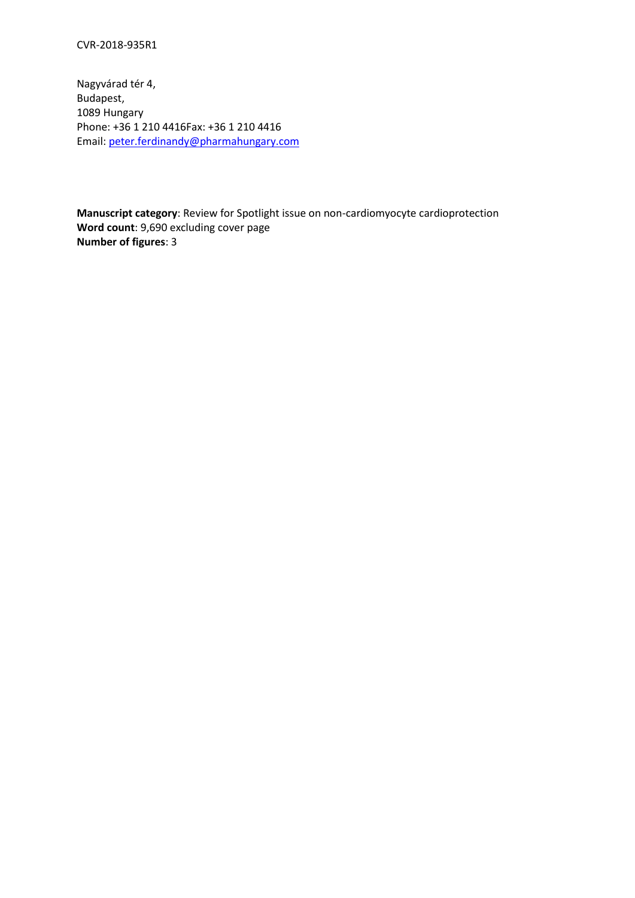CVR-2018-935R1

Nagyvárad tér 4,
Budapest,
1089 Hungary
Phone: +36 1 210 4416Fax: +36 1 210 4416
Email: peter.ferdinandy@pharmahungary.com

**Manuscript category**: Review for Spotlight issue on non-cardiomyocyte cardioprotection
**Word count**: 9,690 excluding cover page
**Number of figures**: 3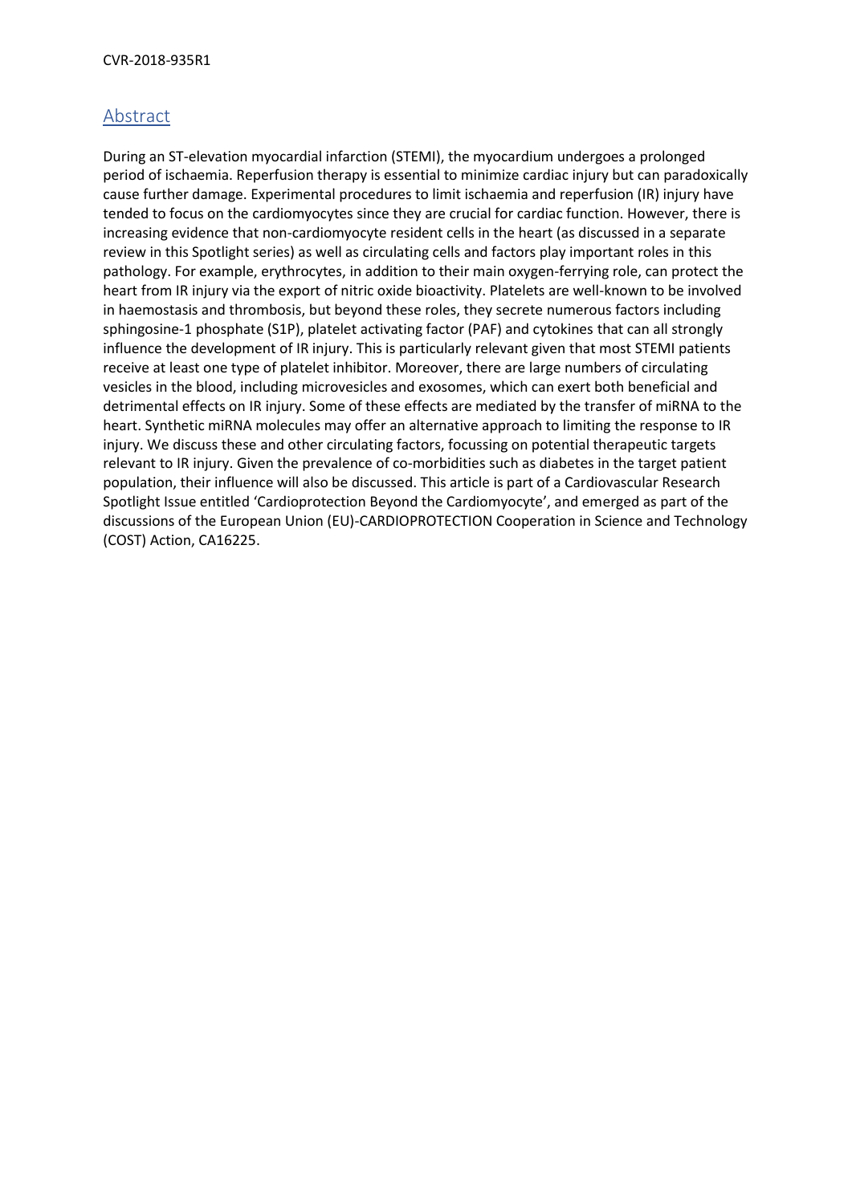## Abstract

During an ST-elevation myocardial infarction (STEMI), the myocardium undergoes a prolonged period of ischaemia. Reperfusion therapy is essential to minimize cardiac injury but can paradoxically cause further damage. Experimental procedures to limit ischaemia and reperfusion (IR) injury have tended to focus on the cardiomyocytes since they are crucial for cardiac function. However, there is increasing evidence that non-cardiomyocyte resident cells in the heart (as discussed in a separate review in this Spotlight series) as well as circulating cells and factors play important roles in this pathology. For example, erythrocytes, in addition to their main oxygen-ferrying role, can protect the heart from IR injury via the export of nitric oxide bioactivity. Platelets are well-known to be involved in haemostasis and thrombosis, but beyond these roles, they secrete numerous factors including sphingosine-1 phosphate (S1P), platelet activating factor (PAF) and cytokines that can all strongly influence the development of IR injury. This is particularly relevant given that most STEMI patients receive at least one type of platelet inhibitor. Moreover, there are large numbers of circulating vesicles in the blood, including microvesicles and exosomes, which can exert both beneficial and detrimental effects on IR injury. Some of these effects are mediated by the transfer of miRNA to the heart. Synthetic miRNA molecules may offer an alternative approach to limiting the response to IR injury. We discuss these and other circulating factors, focussing on potential therapeutic targets relevant to IR injury. Given the prevalence of co-morbidities such as diabetes in the target patient population, their influence will also be discussed. This article is part of a Cardiovascular Research Spotlight Issue entitled 'Cardioprotection Beyond the Cardiomyocyte', and emerged as part of the discussions of the European Union (EU)-CARDIOPROTECTION Cooperation in Science and Technology (COST) Action, CA16225.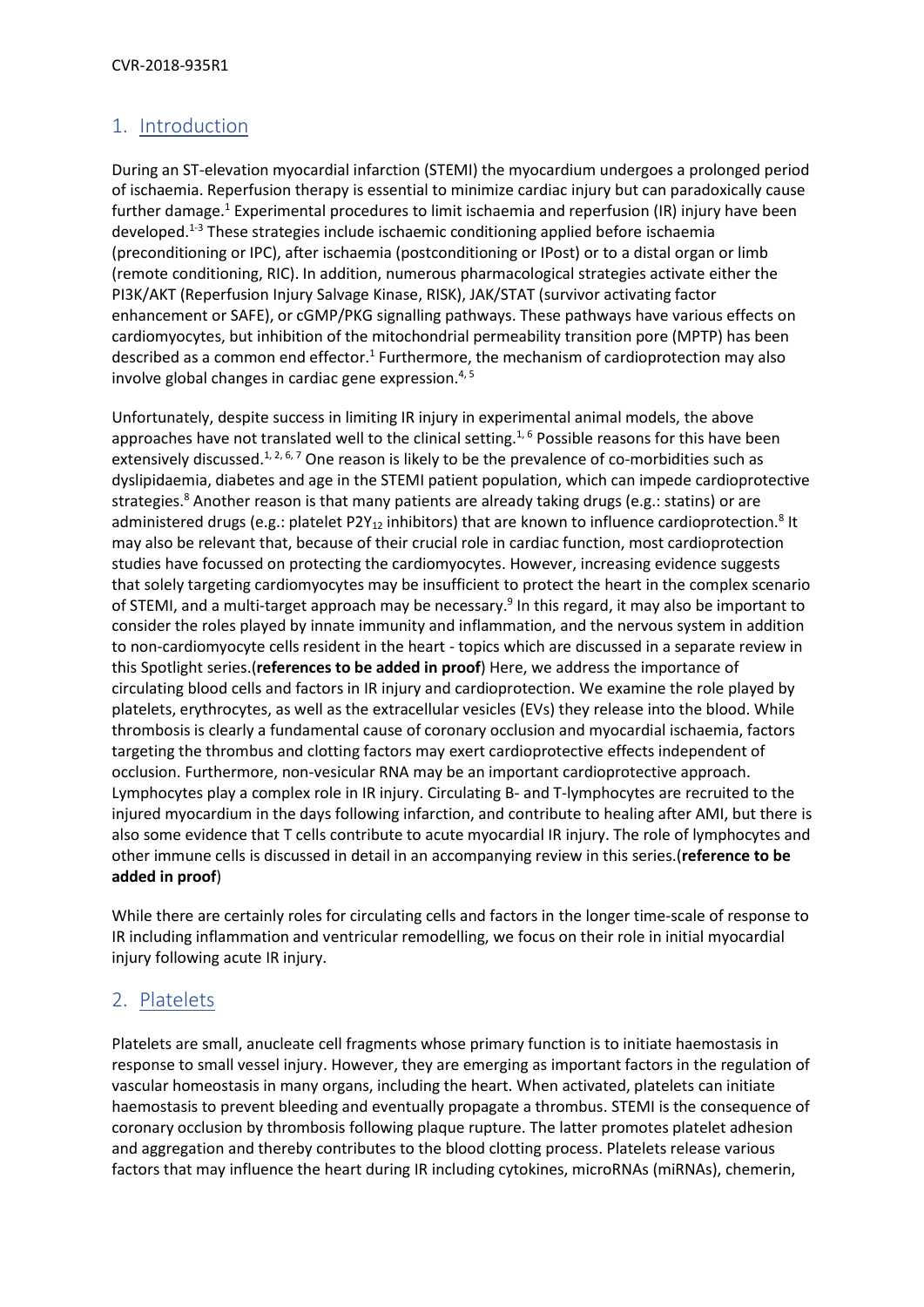## 1. Introduction

During an ST-elevation myocardial infarction (STEMI) the myocardium undergoes a prolonged period of ischaemia. Reperfusion therapy is essential to minimize cardiac injury but can paradoxically cause further damage.[1] Experimental procedures to limit ischaemia and reperfusion (IR) injury have been developed.[1-3] These strategies include ischaemic conditioning applied before ischaemia (preconditioning or IPC), after ischaemia (postconditioning or IPost) or to a distal organ or limb (remote conditioning, RIC). In addition, numerous pharmacological strategies activate either the PI3K/AKT (Reperfusion Injury Salvage Kinase, RISK), JAK/STAT (survivor activating factor enhancement or SAFE), or cGMP/PKG signalling pathways. These pathways have various effects on cardiomyocytes, but inhibition of the mitochondrial permeability transition pore (MPTP) has been described as a common end effector.[1] Furthermore, the mechanism of cardioprotection may also involve global changes in cardiac gene expression.[4, 5]

Unfortunately, despite success in limiting IR injury in experimental animal models, the above approaches have not translated well to the clinical setting.[1, 6] Possible reasons for this have been extensively discussed.[1, 2, 6, 7] One reason is likely to be the prevalence of co-morbidities such as dyslipidaemia, diabetes and age in the STEMI patient population, which can impede cardioprotective strategies.[8] Another reason is that many patients are already taking drugs (e.g.: statins) or are administered drugs (e.g.: platelet $P2Y_{12}$ inhibitors) that are known to influence cardioprotection.[8] It may also be relevant that, because of their crucial role in cardiac function, most cardioprotection studies have focussed on protecting the cardiomyocytes. However, increasing evidence suggests that solely targeting cardiomyocytes may be insufficient to protect the heart in the complex scenario of STEMI, and a multi-target approach may be necessary.[9] In this regard, it may also be important to consider the roles played by innate immunity and inflammation, and the nervous system in addition to non-cardiomyocyte cells resident in the heart - topics which are discussed in a separate review in this Spotlight series.(**references to be added in proof**) Here, we address the importance of circulating blood cells and factors in IR injury and cardioprotection. We examine the role played by platelets, erythrocytes, as well as the extracellular vesicles (EVs) they release into the blood. While thrombosis is clearly a fundamental cause of coronary occlusion and myocardial ischaemia, factors targeting the thrombus and clotting factors may exert cardioprotective effects independent of occlusion. Furthermore, non-vesicular RNA may be an important cardioprotective approach. Lymphocytes play a complex role in IR injury. Circulating B- and T-lymphocytes are recruited to the injured myocardium in the days following infarction, and contribute to healing after AMI, but there is also some evidence that T cells contribute to acute myocardial IR injury. The role of lymphocytes and other immune cells is discussed in detail in an accompanying review in this series.(**reference to be added in proof**)

While there are certainly roles for circulating cells and factors in the longer time-scale of response to IR including inflammation and ventricular remodelling, we focus on their role in initial myocardial injury following acute IR injury.

## 2. Platelets

Platelets are small, anucleate cell fragments whose primary function is to initiate haemostasis in response to small vessel injury. However, they are emerging as important factors in the regulation of vascular homeostasis in many organs, including the heart. When activated, platelets can initiate haemostasis to prevent bleeding and eventually propagate a thrombus. STEMI is the consequence of coronary occlusion by thrombosis following plaque rupture. The latter promotes platelet adhesion and aggregation and thereby contributes to the blood clotting process. Platelets release various factors that may influence the heart during IR including cytokines, microRNAs (miRNAs), chemerin,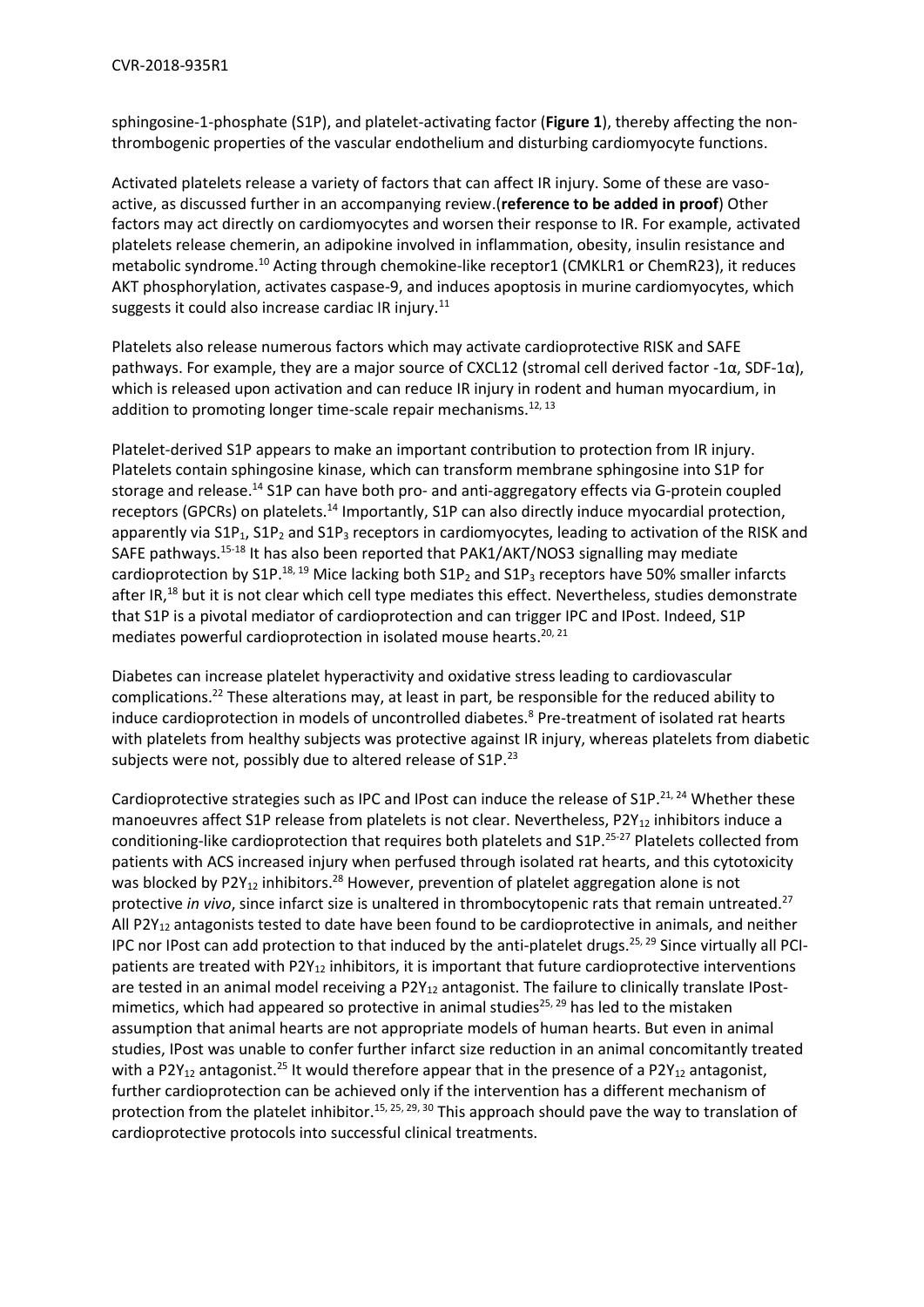sphingosine-1-phosphate (S1P), and platelet-activating factor (**Figure 1**), thereby affecting the non-thrombogenic properties of the vascular endothelium and disturbing cardiomyocyte functions.

Activated platelets release a variety of factors that can affect IR injury. Some of these are vaso-active, as discussed further in an accompanying review.(**reference to be added in proof**) Other factors may act directly on cardiomyocytes and worsen their response to IR. For example, activated platelets release chemerin, an adipokine involved in inflammation, obesity, insulin resistance and metabolic syndrome.[10] Acting through chemokine-like receptor1 (CMKLR1 or ChemR23), it reduces AKT phosphorylation, activates caspase-9, and induces apoptosis in murine cardiomyocytes, which suggests it could also increase cardiac IR injury.[11]

Platelets also release numerous factors which may activate cardioprotective RISK and SAFE pathways. For example, they are a major source of CXCL12 (stromal cell derived factor -1α, SDF-1α), which is released upon activation and can reduce IR injury in rodent and human myocardium, in addition to promoting longer time-scale repair mechanisms.[12, 13]

Platelet-derived S1P appears to make an important contribution to protection from IR injury. Platelets contain sphingosine kinase, which can transform membrane sphingosine into S1P for storage and release.[14] S1P can have both pro- and anti-aggregatory effects via G-protein coupled receptors (GPCRs) on platelets.[14] Importantly, S1P can also directly induce myocardial protection, apparently via $S1P_1$, $S1P_2$ and $S1P_3$ receptors in cardiomyocytes, leading to activation of the RISK and SAFE pathways.[15-18] It has also been reported that PAK1/AKT/NOS3 signalling may mediate cardioprotection by S1P.[18, 19] Mice lacking both $S1P_2$ and $S1P_3$ receptors have 50% smaller infarcts after IR,[18] but it is not clear which cell type mediates this effect. Nevertheless, studies demonstrate that S1P is a pivotal mediator of cardioprotection and can trigger IPC and IPost. Indeed, S1P mediates powerful cardioprotection in isolated mouse hearts.[20, 21]

Diabetes can increase platelet hyperactivity and oxidative stress leading to cardiovascular complications.[22] These alterations may, at least in part, be responsible for the reduced ability to induce cardioprotection in models of uncontrolled diabetes.[8] Pre-treatment of isolated rat hearts with platelets from healthy subjects was protective against IR injury, whereas platelets from diabetic subjects were not, possibly due to altered release of S1P.[23]

Cardioprotective strategies such as IPC and IPost can induce the release of S1P.[21, 24] Whether these manoeuvres affect S1P release from platelets is not clear. Nevertheless, $P2Y_{12}$ inhibitors induce a conditioning-like cardioprotection that requires both platelets and S1P.[25-27] Platelets collected from patients with ACS increased injury when perfused through isolated rat hearts, and this cytotoxicity was blocked by $P2Y_{12}$ inhibitors.[28] However, prevention of platelet aggregation alone is not protective *in vivo*, since infarct size is unaltered in thrombocytopenic rats that remain untreated.[27] All $P2Y_{12}$ antagonists tested to date have been found to be cardioprotective in animals, and neither IPC nor IPost can add protection to that induced by the anti-platelet drugs.[25, 29] Since virtually all PCI-patients are treated with $P2Y_{12}$ inhibitors, it is important that future cardioprotective interventions are tested in an animal model receiving a $P2Y_{12}$ antagonist. The failure to clinically translate IPost-mimetics, which had appeared so protective in animal studies[25, 29] has led to the mistaken assumption that animal hearts are not appropriate models of human hearts. But even in animal studies, IPost was unable to confer further infarct size reduction in an animal concomitantly treated with a $P2Y_{12}$ antagonist.[25] It would therefore appear that in the presence of a $P2Y_{12}$ antagonist, further cardioprotection can be achieved only if the intervention has a different mechanism of protection from the platelet inhibitor.[15, 25, 29, 30] This approach should pave the way to translation of cardioprotective protocols into successful clinical treatments.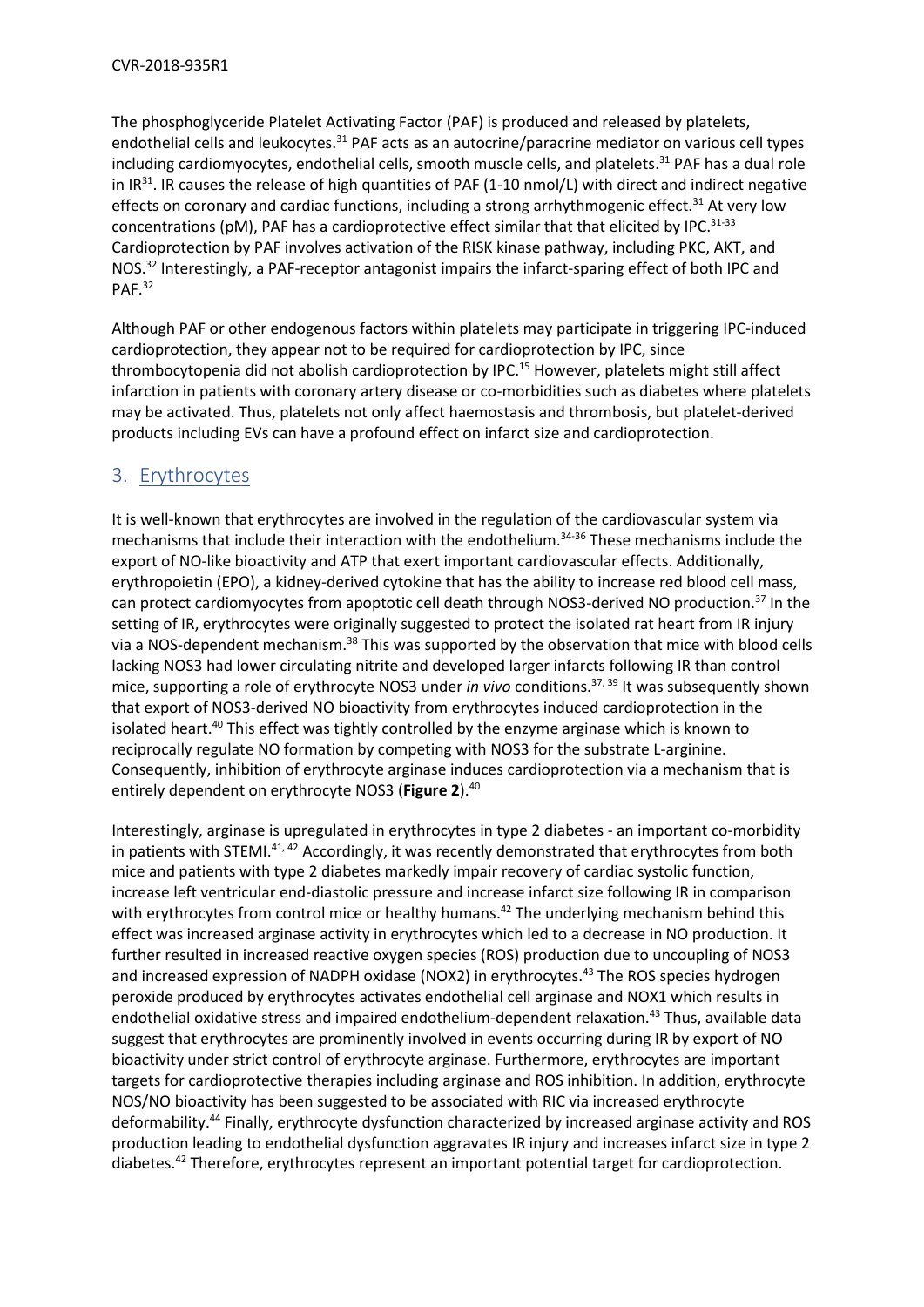The phosphoglyceride Platelet Activating Factor (PAF) is produced and released by platelets, endothelial cells and leukocytes.[31] PAF acts as an autocrine/paracrine mediator on various cell types including cardiomyocytes, endothelial cells, smooth muscle cells, and platelets.[31] PAF has a dual role in IR[31]. IR causes the release of high quantities of PAF (1-10 nmol/L) with direct and indirect negative effects on coronary and cardiac functions, including a strong arrhythmogenic effect.[31] At very low concentrations (pM), PAF has a cardioprotective effect similar that that elicited by IPC.[31-33] Cardioprotection by PAF involves activation of the RISK kinase pathway, including PKC, AKT, and NOS.[32] Interestingly, a PAF-receptor antagonist impairs the infarct-sparing effect of both IPC and PAF.[32]

Although PAF or other endogenous factors within platelets may participate in triggering IPC-induced cardioprotection, they appear not to be required for cardioprotection by IPC, since thrombocytopenia did not abolish cardioprotection by IPC.[15] However, platelets might still affect infarction in patients with coronary artery disease or co-morbidities such as diabetes where platelets may be activated. Thus, platelets not only affect haemostasis and thrombosis, but platelet-derived products including EVs can have a profound effect on infarct size and cardioprotection.

## 3. Erythrocytes

It is well-known that erythrocytes are involved in the regulation of the cardiovascular system via mechanisms that include their interaction with the endothelium.[34-36] These mechanisms include the export of NO-like bioactivity and ATP that exert important cardiovascular effects. Additionally, erythropoietin (EPO), a kidney-derived cytokine that has the ability to increase red blood cell mass, can protect cardiomyocytes from apoptotic cell death through NOS3-derived NO production.[37] In the setting of IR, erythrocytes were originally suggested to protect the isolated rat heart from IR injury via a NOS-dependent mechanism.[38] This was supported by the observation that mice with blood cells lacking NOS3 had lower circulating nitrite and developed larger infarcts following IR than control mice, supporting a role of erythrocyte NOS3 under *in vivo* conditions.[37, 39] It was subsequently shown that export of NOS3-derived NO bioactivity from erythrocytes induced cardioprotection in the isolated heart.[40] This effect was tightly controlled by the enzyme arginase which is known to reciprocally regulate NO formation by competing with NOS3 for the substrate L-arginine. Consequently, inhibition of erythrocyte arginase induces cardioprotection via a mechanism that is entirely dependent on erythrocyte NOS3 (**Figure 2**).[40]

Interestingly, arginase is upregulated in erythrocytes in type 2 diabetes - an important co-morbidity in patients with STEMI.[41, 42] Accordingly, it was recently demonstrated that erythrocytes from both mice and patients with type 2 diabetes markedly impair recovery of cardiac systolic function, increase left ventricular end-diastolic pressure and increase infarct size following IR in comparison with erythrocytes from control mice or healthy humans.[42] The underlying mechanism behind this effect was increased arginase activity in erythrocytes which led to a decrease in NO production. It further resulted in increased reactive oxygen species (ROS) production due to uncoupling of NOS3 and increased expression of NADPH oxidase (NOX2) in erythrocytes.[43] The ROS species hydrogen peroxide produced by erythrocytes activates endothelial cell arginase and NOX1 which results in endothelial oxidative stress and impaired endothelium-dependent relaxation.[43] Thus, available data suggest that erythrocytes are prominently involved in events occurring during IR by export of NO bioactivity under strict control of erythrocyte arginase. Furthermore, erythrocytes are important targets for cardioprotective therapies including arginase and ROS inhibition. In addition, erythrocyte NOS/NO bioactivity has been suggested to be associated with RIC via increased erythrocyte deformability.[44] Finally, erythrocyte dysfunction characterized by increased arginase activity and ROS production leading to endothelial dysfunction aggravates IR injury and increases infarct size in type 2 diabetes.[42] Therefore, erythrocytes represent an important potential target for cardioprotection.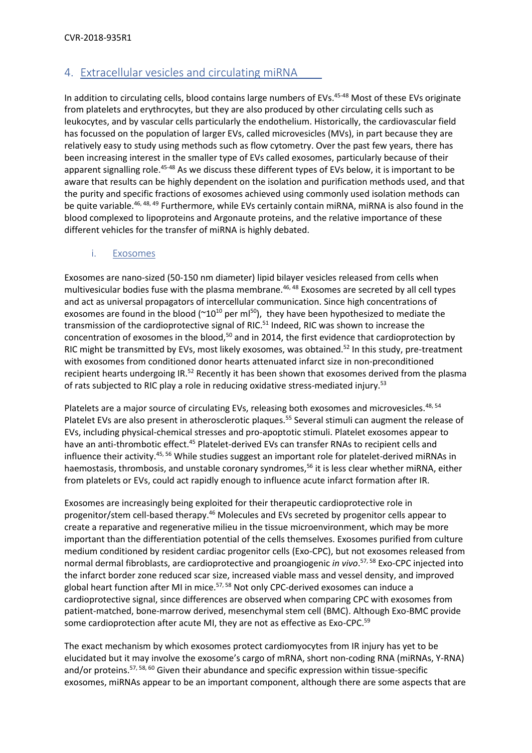## 4. Extracellular vesicles and circulating miRNA

In addition to circulating cells, blood contains large numbers of EVs.[45-48] Most of these EVs originate from platelets and erythrocytes, but they are also produced by other circulating cells such as leukocytes, and by vascular cells particularly the endothelium. Historically, the cardiovascular field has focussed on the population of larger EVs, called microvesicles (MVs), in part because they are relatively easy to study using methods such as flow cytometry. Over the past few years, there has been increasing interest in the smaller type of EVs called exosomes, particularly because of their apparent signalling role.[45-48] As we discuss these different types of EVs below, it is important to be aware that results can be highly dependent on the isolation and purification methods used, and that the purity and specific fractions of exosomes achieved using commonly used isolation methods can be quite variable.[46, 48, 49] Furthermore, while EVs certainly contain miRNA, miRNA is also found in the blood complexed to lipoproteins and Argonaute proteins, and the relative importance of these different vehicles for the transfer of miRNA is highly debated.

### i. Exosomes

Exosomes are nano-sized (50-150 nm diameter) lipid bilayer vesicles released from cells when multivesicular bodies fuse with the plasma membrane.[46, 48] Exosomes are secreted by all cell types and act as universal propagators of intercellular communication. Since high concentrations of exosomes are found in the blood (~$10^{10}$ per ml[50]), they have been hypothesized to mediate the transmission of the cardioprotective signal of RIC.[51] Indeed, RIC was shown to increase the concentration of exosomes in the blood,[50] and in 2014, the first evidence that cardioprotection by RIC might be transmitted by EVs, most likely exosomes, was obtained.[52] In this study, pre-treatment with exosomes from conditioned donor hearts attenuated infarct size in non-preconditioned recipient hearts undergoing IR.[52] Recently it has been shown that exosomes derived from the plasma of rats subjected to RIC play a role in reducing oxidative stress-mediated injury.[53]

Platelets are a major source of circulating EVs, releasing both exosomes and microvesicles.[48, 54] Platelet EVs are also present in atherosclerotic plaques.[55] Several stimuli can augment the release of EVs, including physical-chemical stresses and pro-apoptotic stimuli. Platelet exosomes appear to have an anti-thrombotic effect.[45] Platelet-derived EVs can transfer RNAs to recipient cells and influence their activity.[45, 56] While studies suggest an important role for platelet-derived miRNAs in haemostasis, thrombosis, and unstable coronary syndromes,[56] it is less clear whether miRNA, either from platelets or EVs, could act rapidly enough to influence acute infarct formation after IR.

Exosomes are increasingly being exploited for their therapeutic cardioprotective role in progenitor/stem cell-based therapy.[46] Molecules and EVs secreted by progenitor cells appear to create a reparative and regenerative milieu in the tissue microenvironment, which may be more important than the differentiation potential of the cells themselves. Exosomes purified from culture medium conditioned by resident cardiac progenitor cells (Exo-CPC), but not exosomes released from normal dermal fibroblasts, are cardioprotective and proangiogenic *in vivo*.[57, 58] Exo-CPC injected into the infarct border zone reduced scar size, increased viable mass and vessel density, and improved global heart function after MI in mice.[57, 58] Not only CPC-derived exosomes can induce a cardioprotective signal, since differences are observed when comparing CPC with exosomes from patient-matched, bone-marrow derived, mesenchymal stem cell (BMC). Although Exo-BMC provide some cardioprotection after acute MI, they are not as effective as Exo-CPC.[59]

The exact mechanism by which exosomes protect cardiomyocytes from IR injury has yet to be elucidated but it may involve the exosome's cargo of mRNA, short non-coding RNA (miRNAs, Y-RNA) and/or proteins.[57, 58, 60] Given their abundance and specific expression within tissue-specific exosomes, miRNAs appear to be an important component, although there are some aspects that are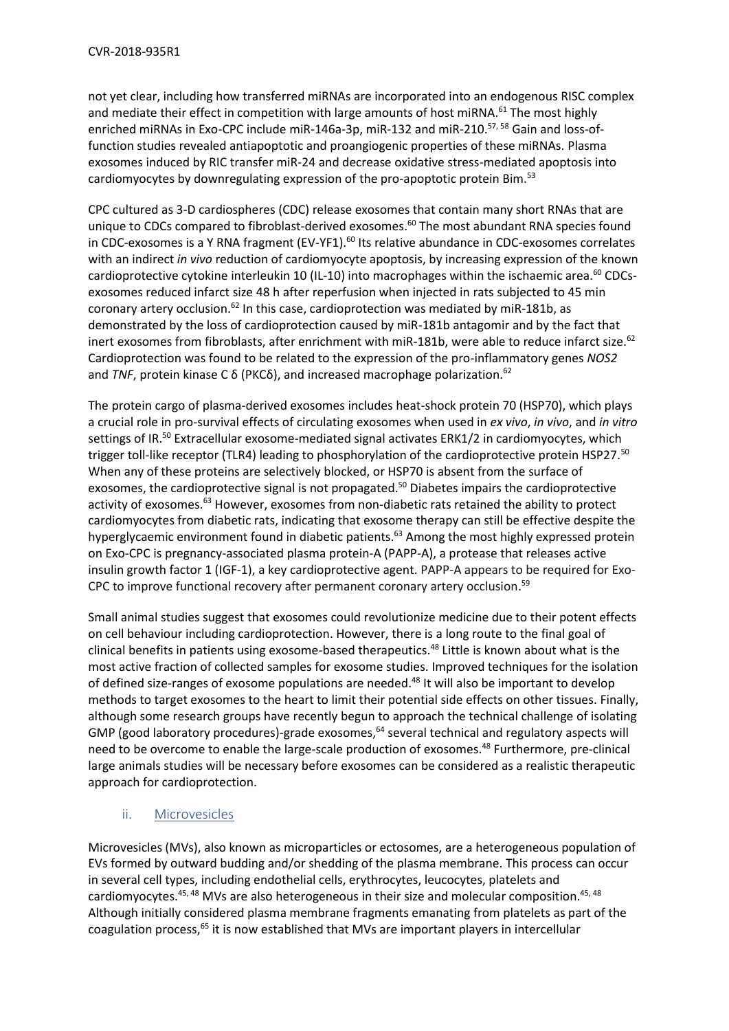not yet clear, including how transferred miRNAs are incorporated into an endogenous RISC complex and mediate their effect in competition with large amounts of host miRNA.[61] The most highly enriched miRNAs in Exo-CPC include miR-146a-3p, miR-132 and miR-210.[57, 58] Gain and loss-of-function studies revealed antiapoptotic and proangiogenic properties of these miRNAs. Plasma exosomes induced by RIC transfer miR-24 and decrease oxidative stress-mediated apoptosis into cardiomyocytes by downregulating expression of the pro-apoptotic protein Bim.[53]

CPC cultured as 3-D cardiospheres (CDC) release exosomes that contain many short RNAs that are unique to CDCs compared to fibroblast-derived exosomes.[60] The most abundant RNA species found in CDC-exosomes is a Y RNA fragment (EV-YF1).[60] Its relative abundance in CDC-exosomes correlates with an indirect *in vivo* reduction of cardiomyocyte apoptosis, by increasing expression of the known cardioprotective cytokine interleukin 10 (IL-10) into macrophages within the ischaemic area.[60] CDCs-exosomes reduced infarct size 48 h after reperfusion when injected in rats subjected to 45 min coronary artery occlusion.[62] In this case, cardioprotection was mediated by miR-181b, as demonstrated by the loss of cardioprotection caused by miR-181b antagomir and by the fact that inert exosomes from fibroblasts, after enrichment with miR-181b, were able to reduce infarct size.[62] Cardioprotection was found to be related to the expression of the pro-inflammatory genes *NOS2* and *TNF*, protein kinase C δ (PKCδ), and increased macrophage polarization.[62]

The protein cargo of plasma-derived exosomes includes heat-shock protein 70 (HSP70), which plays a crucial role in pro-survival effects of circulating exosomes when used in *ex vivo*, *in vivo*, and *in vitro* settings of IR.[50] Extracellular exosome-mediated signal activates ERK1/2 in cardiomyocytes, which trigger toll-like receptor (TLR4) leading to phosphorylation of the cardioprotective protein HSP27.[50] When any of these proteins are selectively blocked, or HSP70 is absent from the surface of exosomes, the cardioprotective signal is not propagated.[50] Diabetes impairs the cardioprotective activity of exosomes.[63] However, exosomes from non-diabetic rats retained the ability to protect cardiomyocytes from diabetic rats, indicating that exosome therapy can still be effective despite the hyperglycaemic environment found in diabetic patients.[63] Among the most highly expressed protein on Exo-CPC is pregnancy-associated plasma protein-A (PAPP-A), a protease that releases active insulin growth factor 1 (IGF-1), a key cardioprotective agent. PAPP-A appears to be required for Exo-CPC to improve functional recovery after permanent coronary artery occlusion.[59]

Small animal studies suggest that exosomes could revolutionize medicine due to their potent effects on cell behaviour including cardioprotection. However, there is a long route to the final goal of clinical benefits in patients using exosome-based therapeutics.[48] Little is known about what is the most active fraction of collected samples for exosome studies. Improved techniques for the isolation of defined size-ranges of exosome populations are needed.[48] It will also be important to develop methods to target exosomes to the heart to limit their potential side effects on other tissues. Finally, although some research groups have recently begun to approach the technical challenge of isolating GMP (good laboratory procedures)-grade exosomes,[64] several technical and regulatory aspects will need to be overcome to enable the large-scale production of exosomes.[48] Furthermore, pre-clinical large animals studies will be necessary before exosomes can be considered as a realistic therapeutic approach for cardioprotection.

### ii. Microvesicles

Microvesicles (MVs), also known as microparticles or ectosomes, are a heterogeneous population of EVs formed by outward budding and/or shedding of the plasma membrane. This process can occur in several cell types, including endothelial cells, erythrocytes, leucocytes, platelets and cardiomyocytes.[45, 48] MVs are also heterogeneous in their size and molecular composition.[45, 48] Although initially considered plasma membrane fragments emanating from platelets as part of the coagulation process,[65] it is now established that MVs are important players in intercellular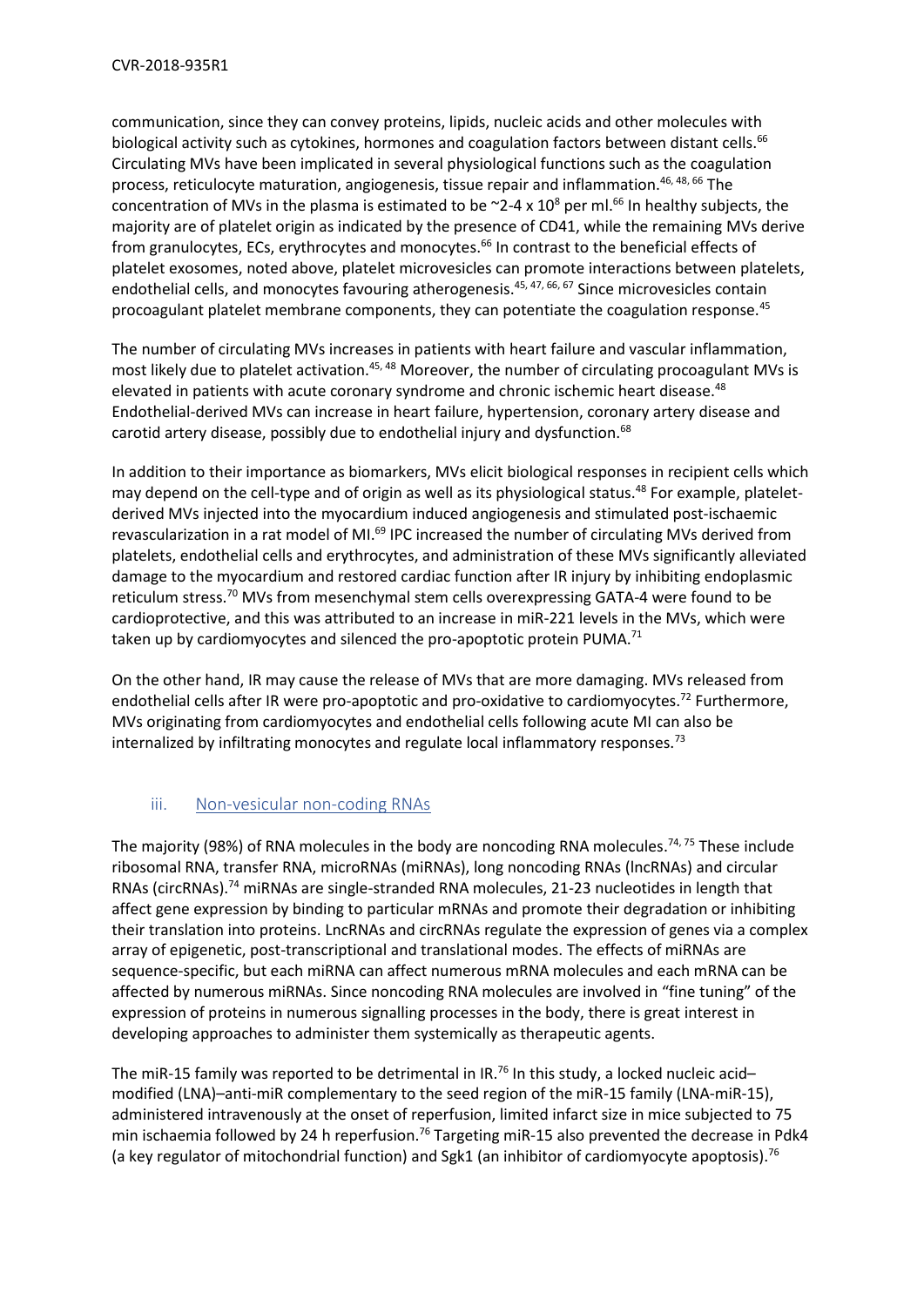communication, since they can convey proteins, lipids, nucleic acids and other molecules with biological activity such as cytokines, hormones and coagulation factors between distant cells.[66] Circulating MVs have been implicated in several physiological functions such as the coagulation process, reticulocyte maturation, angiogenesis, tissue repair and inflammation.[46, 48, 66] The concentration of MVs in the plasma is estimated to be ~2-4 x $10^8$ per ml.[66] In healthy subjects, the majority are of platelet origin as indicated by the presence of CD41, while the remaining MVs derive from granulocytes, ECs, erythrocytes and monocytes.[66] In contrast to the beneficial effects of platelet exosomes, noted above, platelet microvesicles can promote interactions between platelets, endothelial cells, and monocytes favouring atherogenesis.[45, 47, 66, 67] Since microvesicles contain procoagulant platelet membrane components, they can potentiate the coagulation response.[45]

The number of circulating MVs increases in patients with heart failure and vascular inflammation, most likely due to platelet activation.[45, 48] Moreover, the number of circulating procoagulant MVs is elevated in patients with acute coronary syndrome and chronic ischemic heart disease.[48] Endothelial-derived MVs can increase in heart failure, hypertension, coronary artery disease and carotid artery disease, possibly due to endothelial injury and dysfunction.[68]

In addition to their importance as biomarkers, MVs elicit biological responses in recipient cells which may depend on the cell-type and of origin as well as its physiological status.[48] For example, platelet-derived MVs injected into the myocardium induced angiogenesis and stimulated post-ischaemic revascularization in a rat model of MI.[69] IPC increased the number of circulating MVs derived from platelets, endothelial cells and erythrocytes, and administration of these MVs significantly alleviated damage to the myocardium and restored cardiac function after IR injury by inhibiting endoplasmic reticulum stress.[70] MVs from mesenchymal stem cells overexpressing GATA-4 were found to be cardioprotective, and this was attributed to an increase in miR-221 levels in the MVs, which were taken up by cardiomyocytes and silenced the pro-apoptotic protein PUMA.[71]

On the other hand, IR may cause the release of MVs that are more damaging. MVs released from endothelial cells after IR were pro-apoptotic and pro-oxidative to cardiomyocytes.[72] Furthermore, MVs originating from cardiomyocytes and endothelial cells following acute MI can also be internalized by infiltrating monocytes and regulate local inflammatory responses.[73]

### iii. Non-vesicular non-coding RNAs

The majority (98%) of RNA molecules in the body are noncoding RNA molecules.[74, 75] These include ribosomal RNA, transfer RNA, microRNAs (miRNAs), long noncoding RNAs (lncRNAs) and circular RNAs (circRNAs).[74] miRNAs are single-stranded RNA molecules, 21-23 nucleotides in length that affect gene expression by binding to particular mRNAs and promote their degradation or inhibiting their translation into proteins. LncRNAs and circRNAs regulate the expression of genes via a complex array of epigenetic, post-transcriptional and translational modes. The effects of miRNAs are sequence-specific, but each miRNA can affect numerous mRNA molecules and each mRNA can be affected by numerous miRNAs. Since noncoding RNA molecules are involved in "fine tuning" of the expression of proteins in numerous signalling processes in the body, there is great interest in developing approaches to administer them systemically as therapeutic agents.

The miR-15 family was reported to be detrimental in IR.[76] In this study, a locked nucleic acid–modified (LNA)–anti-miR complementary to the seed region of the miR-15 family (LNA-miR-15), administered intravenously at the onset of reperfusion, limited infarct size in mice subjected to 75 min ischaemia followed by 24 h reperfusion.[76] Targeting miR-15 also prevented the decrease in Pdk4 (a key regulator of mitochondrial function) and Sgk1 (an inhibitor of cardiomyocyte apoptosis).[76]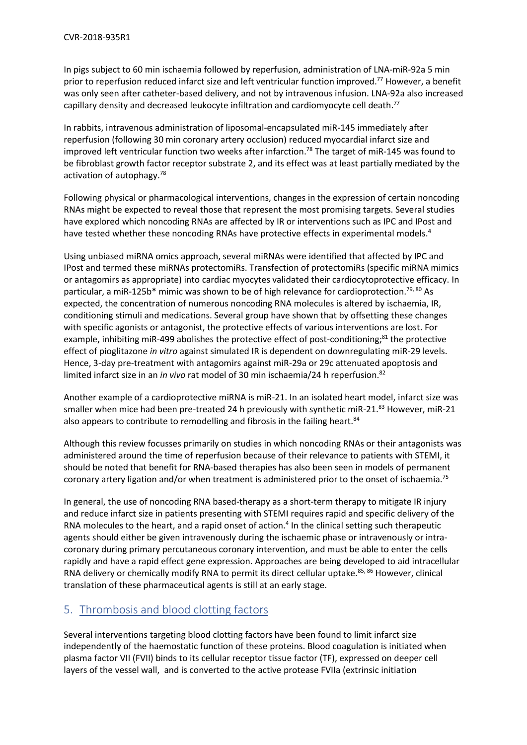In pigs subject to 60 min ischaemia followed by reperfusion, administration of LNA-miR-92a 5 min prior to reperfusion reduced infarct size and left ventricular function improved.[77] However, a benefit was only seen after catheter-based delivery, and not by intravenous infusion. LNA-92a also increased capillary density and decreased leukocyte infiltration and cardiomyocyte cell death.[77]

In rabbits, intravenous administration of liposomal-encapsulated miR-145 immediately after reperfusion (following 30 min coronary artery occlusion) reduced myocardial infarct size and improved left ventricular function two weeks after infarction.[78] The target of miR-145 was found to be fibroblast growth factor receptor substrate 2, and its effect was at least partially mediated by the activation of autophagy.[78]

Following physical or pharmacological interventions, changes in the expression of certain noncoding RNAs might be expected to reveal those that represent the most promising targets. Several studies have explored which noncoding RNAs are affected by IR or interventions such as IPC and IPost and have tested whether these noncoding RNAs have protective effects in experimental models.[4]

Using unbiased miRNA omics approach, several miRNAs were identified that affected by IPC and IPost and termed these miRNAs protectomiRs. Transfection of protectomiRs (specific miRNA mimics or antagomirs as appropriate) into cardiac myocytes validated their cardiocytoprotective efficacy. In particular, a miR-125b* mimic was shown to be of high relevance for cardioprotection.[79, 80] As expected, the concentration of numerous noncoding RNA molecules is altered by ischaemia, IR, conditioning stimuli and medications. Several group have shown that by offsetting these changes with specific agonists or antagonist, the protective effects of various interventions are lost. For example, inhibiting miR-499 abolishes the protective effect of post-conditioning;[81] the protective effect of pioglitazone *in vitro* against simulated IR is dependent on downregulating miR-29 levels. Hence, 3-day pre-treatment with antagomirs against miR-29a or 29c attenuated apoptosis and limited infarct size in an *in vivo* rat model of 30 min ischaemia/24 h reperfusion.[82]

Another example of a cardioprotective miRNA is miR-21. In an isolated heart model, infarct size was smaller when mice had been pre-treated 24 h previously with synthetic miR-21.[83] However, miR-21 also appears to contribute to remodelling and fibrosis in the failing heart.[84]

Although this review focusses primarily on studies in which noncoding RNAs or their antagonists was administered around the time of reperfusion because of their relevance to patients with STEMI, it should be noted that benefit for RNA-based therapies has also been seen in models of permanent coronary artery ligation and/or when treatment is administered prior to the onset of ischaemia.[75]

In general, the use of noncoding RNA based-therapy as a short-term therapy to mitigate IR injury and reduce infarct size in patients presenting with STEMI requires rapid and specific delivery of the RNA molecules to the heart, and a rapid onset of action.[4] In the clinical setting such therapeutic agents should either be given intravenously during the ischaemic phase or intravenously or intra-coronary during primary percutaneous coronary intervention, and must be able to enter the cells rapidly and have a rapid effect gene expression. Approaches are being developed to aid intracellular RNA delivery or chemically modify RNA to permit its direct cellular uptake.[85, 86] However, clinical translation of these pharmaceutical agents is still at an early stage.

## 5. Thrombosis and blood clotting factors

Several interventions targeting blood clotting factors have been found to limit infarct size independently of the haemostatic function of these proteins. Blood coagulation is initiated when plasma factor VII (FVII) binds to its cellular receptor tissue factor (TF), expressed on deeper cell layers of the vessel wall, and is converted to the active protease FVIIa (extrinsic initiation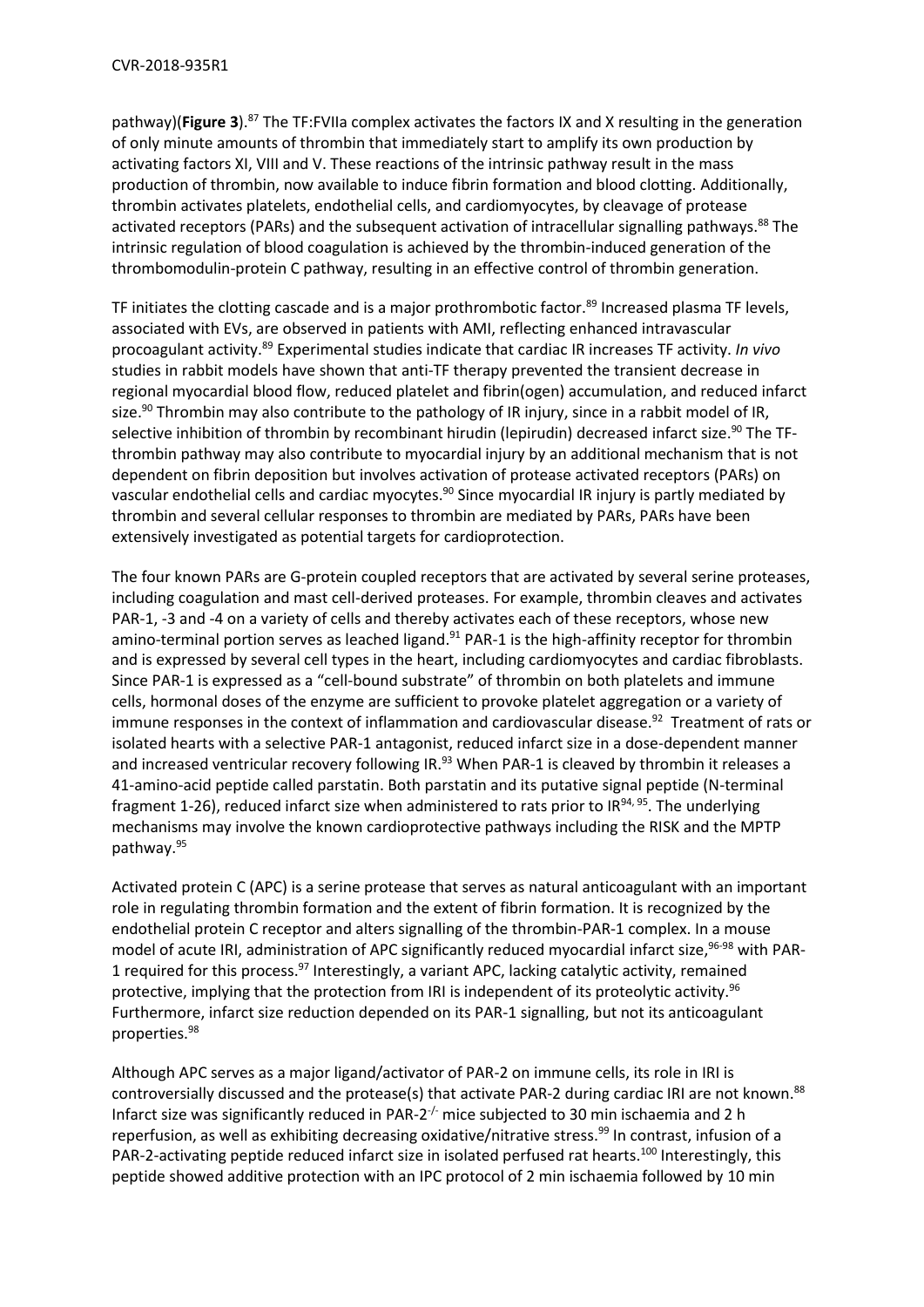pathway)(**Figure 3**).[87] The TF:FVIIa complex activates the factors IX and X resulting in the generation of only minute amounts of thrombin that immediately start to amplify its own production by activating factors XI, VIII and V. These reactions of the intrinsic pathway result in the mass production of thrombin, now available to induce fibrin formation and blood clotting. Additionally, thrombin activates platelets, endothelial cells, and cardiomyocytes, by cleavage of protease activated receptors (PARs) and the subsequent activation of intracellular signalling pathways.[88] The intrinsic regulation of blood coagulation is achieved by the thrombin-induced generation of the thrombomodulin-protein C pathway, resulting in an effective control of thrombin generation.

TF initiates the clotting cascade and is a major prothrombotic factor.[89] Increased plasma TF levels, associated with EVs, are observed in patients with AMI, reflecting enhanced intravascular procoagulant activity.[89] Experimental studies indicate that cardiac IR increases TF activity. *In vivo* studies in rabbit models have shown that anti-TF therapy prevented the transient decrease in regional myocardial blood flow, reduced platelet and fibrin(ogen) accumulation, and reduced infarct size.[90] Thrombin may also contribute to the pathology of IR injury, since in a rabbit model of IR, selective inhibition of thrombin by recombinant hirudin (lepirudin) decreased infarct size.[90] The TF-thrombin pathway may also contribute to myocardial injury by an additional mechanism that is not dependent on fibrin deposition but involves activation of protease activated receptors (PARs) on vascular endothelial cells and cardiac myocytes.[90] Since myocardial IR injury is partly mediated by thrombin and several cellular responses to thrombin are mediated by PARs, PARs have been extensively investigated as potential targets for cardioprotection.

The four known PARs are G-protein coupled receptors that are activated by several serine proteases, including coagulation and mast cell-derived proteases. For example, thrombin cleaves and activates PAR-1, -3 and -4 on a variety of cells and thereby activates each of these receptors, whose new amino-terminal portion serves as leached ligand.[91] PAR-1 is the high-affinity receptor for thrombin and is expressed by several cell types in the heart, including cardiomyocytes and cardiac fibroblasts. Since PAR-1 is expressed as a "cell-bound substrate" of thrombin on both platelets and immune cells, hormonal doses of the enzyme are sufficient to provoke platelet aggregation or a variety of immune responses in the context of inflammation and cardiovascular disease.[92] Treatment of rats or isolated hearts with a selective PAR-1 antagonist, reduced infarct size in a dose-dependent manner and increased ventricular recovery following IR.[93] When PAR-1 is cleaved by thrombin it releases a 41-amino-acid peptide called parstatin. Both parstatin and its putative signal peptide (N-terminal fragment 1-26), reduced infarct size when administered to rats prior to IR[94, 95]. The underlying mechanisms may involve the known cardioprotective pathways including the RISK and the MPTP pathway.[95]

Activated protein C (APC) is a serine protease that serves as natural anticoagulant with an important role in regulating thrombin formation and the extent of fibrin formation. It is recognized by the endothelial protein C receptor and alters signalling of the thrombin-PAR-1 complex. In a mouse model of acute IRI, administration of APC significantly reduced myocardial infarct size,[96-98] with PAR-1 required for this process.[97] Interestingly, a variant APC, lacking catalytic activity, remained protective, implying that the protection from IRI is independent of its proteolytic activity.[96] Furthermore, infarct size reduction depended on its PAR-1 signalling, but not its anticoagulant properties.[98]

Although APC serves as a major ligand/activator of PAR-2 on immune cells, its role in IRI is controversially discussed and the protease(s) that activate PAR-2 during cardiac IRI are not known.[88] Infarct size was significantly reduced in PAR-2$^{-/-}$ mice subjected to 30 min ischaemia and 2 h reperfusion, as well as exhibiting decreasing oxidative/nitrative stress.[99] In contrast, infusion of a PAR-2-activating peptide reduced infarct size in isolated perfused rat hearts.[100] Interestingly, this peptide showed additive protection with an IPC protocol of 2 min ischaemia followed by 10 min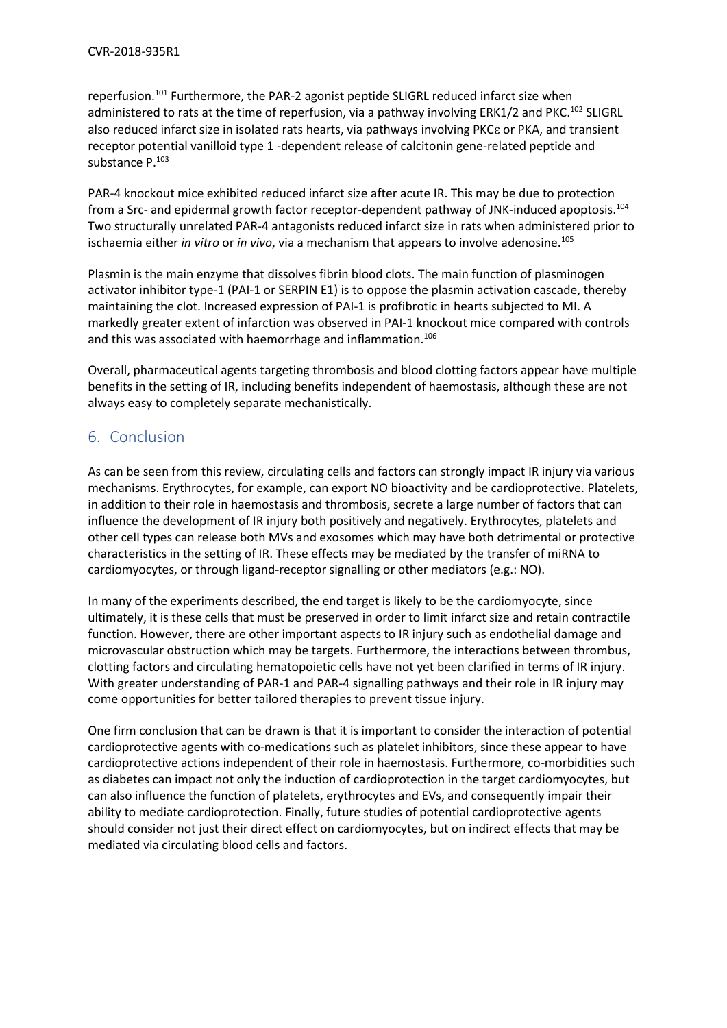reperfusion.[101] Furthermore, the PAR-2 agonist peptide SLIGRL reduced infarct size when administered to rats at the time of reperfusion, via a pathway involving ERK1/2 and PKC.[102] SLIGRL also reduced infarct size in isolated rats hearts, via pathways involving PKCε or PKA, and transient receptor potential vanilloid type 1 -dependent release of calcitonin gene-related peptide and substance P.[103]

PAR-4 knockout mice exhibited reduced infarct size after acute IR. This may be due to protection from a Src- and epidermal growth factor receptor-dependent pathway of JNK-induced apoptosis.[104] Two structurally unrelated PAR-4 antagonists reduced infarct size in rats when administered prior to ischaemia either *in vitro* or *in vivo*, via a mechanism that appears to involve adenosine.[105]

Plasmin is the main enzyme that dissolves fibrin blood clots. The main function of plasminogen activator inhibitor type-1 (PAI-1 or SERPIN E1) is to oppose the plasmin activation cascade, thereby maintaining the clot. Increased expression of PAI-1 is profibrotic in hearts subjected to MI. A markedly greater extent of infarction was observed in PAI-1 knockout mice compared with controls and this was associated with haemorrhage and inflammation.[106]

Overall, pharmaceutical agents targeting thrombosis and blood clotting factors appear have multiple benefits in the setting of IR, including benefits independent of haemostasis, although these are not always easy to completely separate mechanistically.

## 6. Conclusion

As can be seen from this review, circulating cells and factors can strongly impact IR injury via various mechanisms. Erythrocytes, for example, can export NO bioactivity and be cardioprotective. Platelets, in addition to their role in haemostasis and thrombosis, secrete a large number of factors that can influence the development of IR injury both positively and negatively. Erythrocytes, platelets and other cell types can release both MVs and exosomes which may have both detrimental or protective characteristics in the setting of IR. These effects may be mediated by the transfer of miRNA to cardiomyocytes, or through ligand-receptor signalling or other mediators (e.g.: NO).

In many of the experiments described, the end target is likely to be the cardiomyocyte, since ultimately, it is these cells that must be preserved in order to limit infarct size and retain contractile function. However, there are other important aspects to IR injury such as endothelial damage and microvascular obstruction which may be targets. Furthermore, the interactions between thrombus, clotting factors and circulating hematopoietic cells have not yet been clarified in terms of IR injury. With greater understanding of PAR-1 and PAR-4 signalling pathways and their role in IR injury may come opportunities for better tailored therapies to prevent tissue injury.

One firm conclusion that can be drawn is that it is important to consider the interaction of potential cardioprotective agents with co-medications such as platelet inhibitors, since these appear to have cardioprotective actions independent of their role in haemostasis. Furthermore, co-morbidities such as diabetes can impact not only the induction of cardioprotection in the target cardiomyocytes, but can also influence the function of platelets, erythrocytes and EVs, and consequently impair their ability to mediate cardioprotection. Finally, future studies of potential cardioprotective agents should consider not just their direct effect on cardiomyocytes, but on indirect effects that may be mediated via circulating blood cells and factors.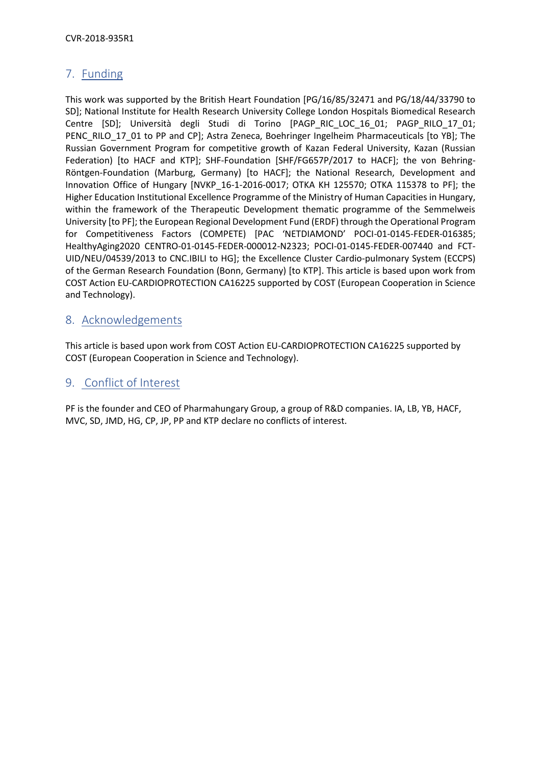## 7. Funding

This work was supported by the British Heart Foundation [PG/16/85/32471 and PG/18/44/33790 to SD]; National Institute for Health Research University College London Hospitals Biomedical Research Centre [SD]; Università degli Studi di Torino [PAGP_RIC_LOC_16_01; PAGP_RILO_17_01; PENC_RILO_17_01 to PP and CP]; Astra Zeneca, Boehringer Ingelheim Pharmaceuticals [to YB]; The Russian Government Program for competitive growth of Kazan Federal University, Kazan (Russian Federation) [to HACF and KTP]; SHF-Foundation [SHF/FG657P/2017 to HACF]; the von Behring-Röntgen-Foundation (Marburg, Germany) [to HACF]; the National Research, Development and Innovation Office of Hungary [NVKP_16-1-2016-0017; OTKA KH 125570; OTKA 115378 to PF]; the Higher Education Institutional Excellence Programme of the Ministry of Human Capacities in Hungary, within the framework of the Therapeutic Development thematic programme of the Semmelweis University [to PF]; the European Regional Development Fund (ERDF) through the Operational Program for Competitiveness Factors (COMPETE) [PAC 'NETDIAMOND' POCI-01-0145-FEDER-016385; HealthyAging2020 CENTRO-01-0145-FEDER-000012-N2323; POCI-01-0145-FEDER-007440 and FCT-UID/NEU/04539/2013 to CNC.IBILI to HG]; the Excellence Cluster Cardio-pulmonary System (ECCPS) of the German Research Foundation (Bonn, Germany) [to KTP]. This article is based upon work from COST Action EU-CARDIOPROTECTION CA16225 supported by COST (European Cooperation in Science and Technology).

## 8. Acknowledgements

This article is based upon work from COST Action EU-CARDIOPROTECTION CA16225 supported by COST (European Cooperation in Science and Technology).

## 9. Conflict of Interest

PF is the founder and CEO of Pharmahungary Group, a group of R&D companies. IA, LB, YB, HACF, MVC, SD, JMD, HG, CP, JP, PP and KTP declare no conflicts of interest.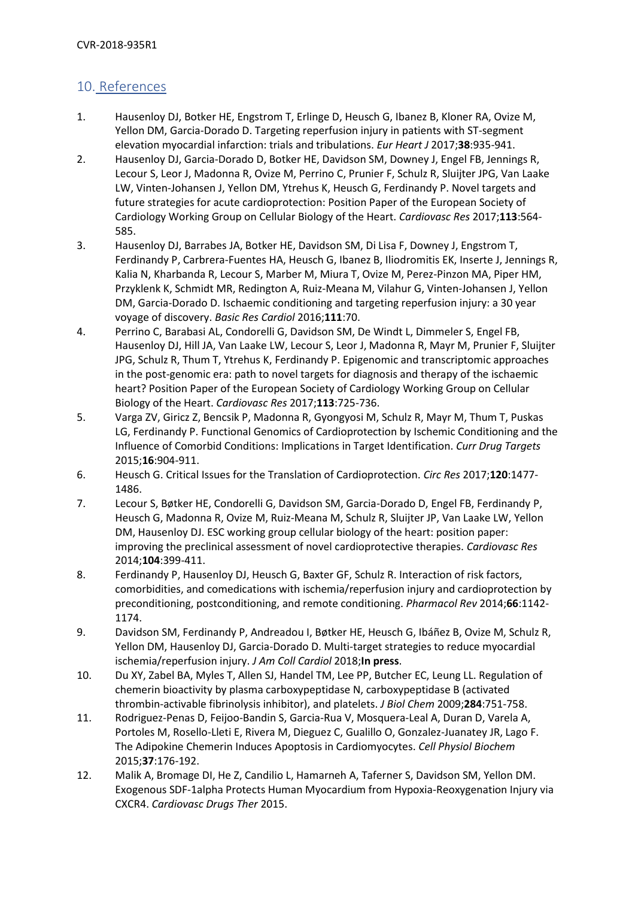## 10. References

1. Hausenloy DJ, Botker HE, Engstrom T, Erlinge D, Heusch G, Ibanez B, Kloner RA, Ovize M, Yellon DM, Garcia-Dorado D. Targeting reperfusion injury in patients with ST-segment elevation myocardial infarction: trials and tribulations. *Eur Heart J* 2017;**38**:935-941.
2. Hausenloy DJ, Garcia-Dorado D, Botker HE, Davidson SM, Downey J, Engel FB, Jennings R, Lecour S, Leor J, Madonna R, Ovize M, Perrino C, Prunier F, Schulz R, Sluijter JPG, Van Laake LW, Vinten-Johansen J, Yellon DM, Ytrehus K, Heusch G, Ferdinandy P. Novel targets and future strategies for acute cardioprotection: Position Paper of the European Society of Cardiology Working Group on Cellular Biology of the Heart. *Cardiovasc Res* 2017;**113**:564-585.
3. Hausenloy DJ, Barrabes JA, Botker HE, Davidson SM, Di Lisa F, Downey J, Engstrom T, Ferdinandy P, Carbrera-Fuentes HA, Heusch G, Ibanez B, Iliodromitis EK, Inserte J, Jennings R, Kalia N, Kharbanda R, Lecour S, Marber M, Miura T, Ovize M, Perez-Pinzon MA, Piper HM, Przyklenk K, Schmidt MR, Redington A, Ruiz-Meana M, Vilahur G, Vinten-Johansen J, Yellon DM, Garcia-Dorado D. Ischaemic conditioning and targeting reperfusion injury: a 30 year voyage of discovery. *Basic Res Cardiol* 2016;**111**:70.
4. Perrino C, Barabasi AL, Condorelli G, Davidson SM, De Windt L, Dimmeler S, Engel FB, Hausenloy DJ, Hill JA, Van Laake LW, Lecour S, Leor J, Madonna R, Mayr M, Prunier F, Sluijter JPG, Schulz R, Thum T, Ytrehus K, Ferdinandy P. Epigenomic and transcriptomic approaches in the post-genomic era: path to novel targets for diagnosis and therapy of the ischaemic heart? Position Paper of the European Society of Cardiology Working Group on Cellular Biology of the Heart. *Cardiovasc Res* 2017;**113**:725-736.
5. Varga ZV, Giricz Z, Bencsik P, Madonna R, Gyongyosi M, Schulz R, Mayr M, Thum T, Puskas LG, Ferdinandy P. Functional Genomics of Cardioprotection by Ischemic Conditioning and the Influence of Comorbid Conditions: Implications in Target Identification. *Curr Drug Targets* 2015;**16**:904-911.
6. Heusch G. Critical Issues for the Translation of Cardioprotection. *Circ Res* 2017;**120**:1477-1486.
7. Lecour S, Bøtker HE, Condorelli G, Davidson SM, Garcia-Dorado D, Engel FB, Ferdinandy P, Heusch G, Madonna R, Ovize M, Ruiz-Meana M, Schulz R, Sluijter JP, Van Laake LW, Yellon DM, Hausenloy DJ. ESC working group cellular biology of the heart: position paper: improving the preclinical assessment of novel cardioprotective therapies. *Cardiovasc Res* 2014;**104**:399-411.
8. Ferdinandy P, Hausenloy DJ, Heusch G, Baxter GF, Schulz R. Interaction of risk factors, comorbidities, and comedications with ischemia/reperfusion injury and cardioprotection by preconditioning, postconditioning, and remote conditioning. *Pharmacol Rev* 2014;**66**:1142-1174.
9. Davidson SM, Ferdinandy P, Andreadou I, Bøtker HE, Heusch G, Ibáñez B, Ovize M, Schulz R, Yellon DM, Hausenloy DJ, Garcia-Dorado D. Multi-target strategies to reduce myocardial ischemia/reperfusion injury. *J Am Coll Cardiol* 2018;**In press**.
10. Du XY, Zabel BA, Myles T, Allen SJ, Handel TM, Lee PP, Butcher EC, Leung LL. Regulation of chemerin bioactivity by plasma carboxypeptidase N, carboxypeptidase B (activated thrombin-activable fibrinolysis inhibitor), and platelets. *J Biol Chem* 2009;**284**:751-758.
11. Rodriguez-Penas D, Feijoo-Bandin S, Garcia-Rua V, Mosquera-Leal A, Duran D, Varela A, Portoles M, Rosello-Lleti E, Rivera M, Dieguez C, Gualillo O, Gonzalez-Juanatey JR, Lago F. The Adipokine Chemerin Induces Apoptosis in Cardiomyocytes. *Cell Physiol Biochem* 2015;**37**:176-192.
12. Malik A, Bromage DI, He Z, Candilio L, Hamarneh A, Taferner S, Davidson SM, Yellon DM. Exogenous SDF-1alpha Protects Human Myocardium from Hypoxia-Reoxygenation Injury via CXCR4. *Cardiovasc Drugs Ther* 2015.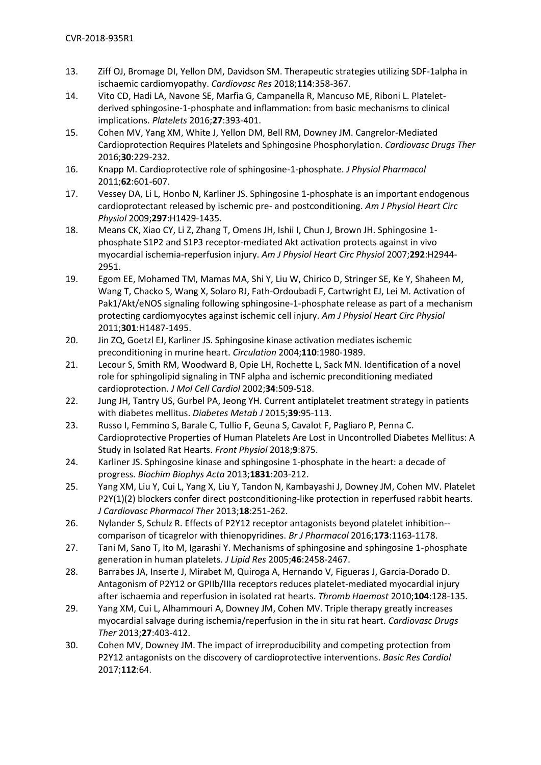13. Ziff OJ, Bromage DI, Yellon DM, Davidson SM. Therapeutic strategies utilizing SDF-1alpha in ischaemic cardiomyopathy. *Cardiovasc Res* 2018;**114**:358-367.
14. Vito CD, Hadi LA, Navone SE, Marfia G, Campanella R, Mancuso ME, Riboni L. Platelet-derived sphingosine-1-phosphate and inflammation: from basic mechanisms to clinical implications. *Platelets* 2016;**27**:393-401.
15. Cohen MV, Yang XM, White J, Yellon DM, Bell RM, Downey JM. Cangrelor-Mediated Cardioprotection Requires Platelets and Sphingosine Phosphorylation. *Cardiovasc Drugs Ther* 2016;**30**:229-232.
16. Knapp M. Cardioprotective role of sphingosine-1-phosphate. *J Physiol Pharmacol* 2011;**62**:601-607.
17. Vessey DA, Li L, Honbo N, Karliner JS. Sphingosine 1-phosphate is an important endogenous cardioprotectant released by ischemic pre- and postconditioning. *Am J Physiol Heart Circ Physiol* 2009;**297**:H1429-1435.
18. Means CK, Xiao CY, Li Z, Zhang T, Omens JH, Ishii I, Chun J, Brown JH. Sphingosine 1-phosphate S1P2 and S1P3 receptor-mediated Akt activation protects against in vivo myocardial ischemia-reperfusion injury. *Am J Physiol Heart Circ Physiol* 2007;**292**:H2944-2951.
19. Egom EE, Mohamed TM, Mamas MA, Shi Y, Liu W, Chirico D, Stringer SE, Ke Y, Shaheen M, Wang T, Chacko S, Wang X, Solaro RJ, Fath-Ordoubadi F, Cartwright EJ, Lei M. Activation of Pak1/Akt/eNOS signaling following sphingosine-1-phosphate release as part of a mechanism protecting cardiomyocytes against ischemic cell injury. *Am J Physiol Heart Circ Physiol* 2011;**301**:H1487-1495.
20. Jin ZQ, Goetzl EJ, Karliner JS. Sphingosine kinase activation mediates ischemic preconditioning in murine heart. *Circulation* 2004;**110**:1980-1989.
21. Lecour S, Smith RM, Woodward B, Opie LH, Rochette L, Sack MN. Identification of a novel role for sphingolipid signaling in TNF alpha and ischemic preconditioning mediated cardioprotection. *J Mol Cell Cardiol* 2002;**34**:509-518.
22. Jung JH, Tantry US, Gurbel PA, Jeong YH. Current antiplatelet treatment strategy in patients with diabetes mellitus. *Diabetes Metab J* 2015;**39**:95-113.
23. Russo I, Femmino S, Barale C, Tullio F, Geuna S, Cavalot F, Pagliaro P, Penna C. Cardioprotective Properties of Human Platelets Are Lost in Uncontrolled Diabetes Mellitus: A Study in Isolated Rat Hearts. *Front Physiol* 2018;**9**:875.
24. Karliner JS. Sphingosine kinase and sphingosine 1-phosphate in the heart: a decade of progress. *Biochim Biophys Acta* 2013;**1831**:203-212.
25. Yang XM, Liu Y, Cui L, Yang X, Liu Y, Tandon N, Kambayashi J, Downey JM, Cohen MV. Platelet P2Y(1)(2) blockers confer direct postconditioning-like protection in reperfused rabbit hearts. *J Cardiovasc Pharmacol Ther* 2013;**18**:251-262.
26. Nylander S, Schulz R. Effects of P2Y12 receptor antagonists beyond platelet inhibition--comparison of ticagrelor with thienopyridines. *Br J Pharmacol* 2016;**173**:1163-1178.
27. Tani M, Sano T, Ito M, Igarashi Y. Mechanisms of sphingosine and sphingosine 1-phosphate generation in human platelets. *J Lipid Res* 2005;**46**:2458-2467.
28. Barrabes JA, Inserte J, Mirabet M, Quiroga A, Hernando V, Figueras J, Garcia-Dorado D. Antagonism of P2Y12 or GPIIb/IIIa receptors reduces platelet-mediated myocardial injury after ischaemia and reperfusion in isolated rat hearts. *Thromb Haemost* 2010;**104**:128-135.
29. Yang XM, Cui L, Alhammouri A, Downey JM, Cohen MV. Triple therapy greatly increases myocardial salvage during ischemia/reperfusion in the in situ rat heart. *Cardiovasc Drugs Ther* 2013;**27**:403-412.
30. Cohen MV, Downey JM. The impact of irreproducibility and competing protection from P2Y12 antagonists on the discovery of cardioprotective interventions. *Basic Res Cardiol* 2017;**112**:64.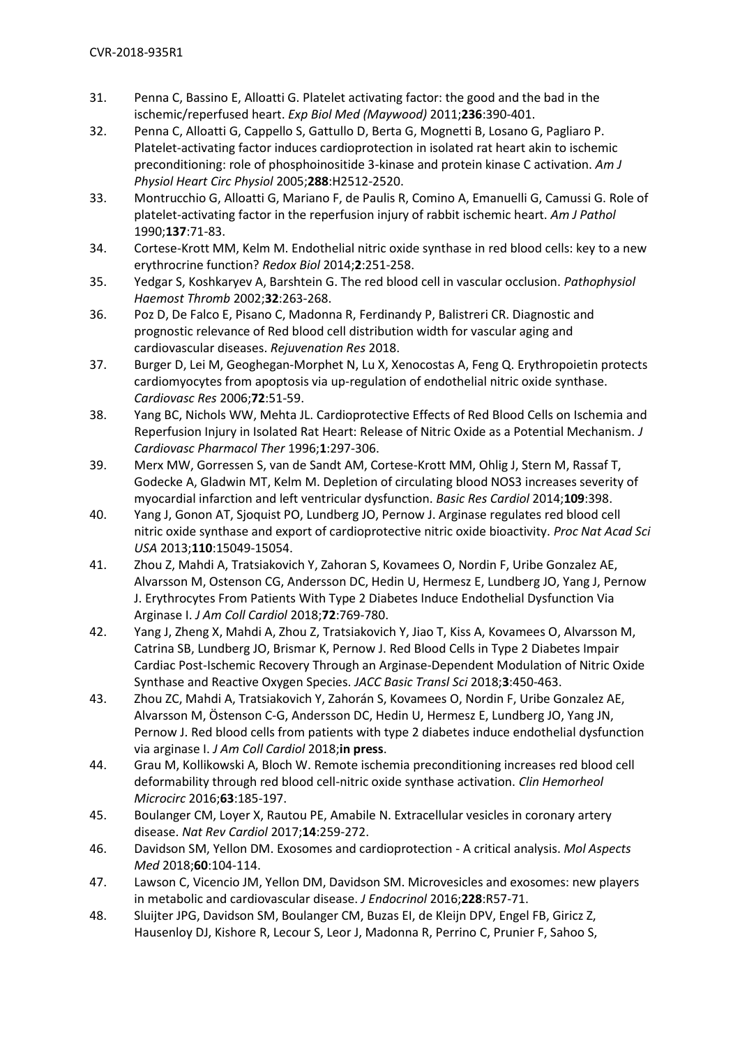31. Penna C, Bassino E, Alloatti G. Platelet activating factor: the good and the bad in the ischemic/reperfused heart. *Exp Biol Med (Maywood)* 2011;**236**:390-401.
32. Penna C, Alloatti G, Cappello S, Gattullo D, Berta G, Mognetti B, Losano G, Pagliaro P. Platelet-activating factor induces cardioprotection in isolated rat heart akin to ischemic preconditioning: role of phosphoinositide 3-kinase and protein kinase C activation. *Am J Physiol Heart Circ Physiol* 2005;**288**:H2512-2520.
33. Montrucchio G, Alloatti G, Mariano F, de Paulis R, Comino A, Emanuelli G, Camussi G. Role of platelet-activating factor in the reperfusion injury of rabbit ischemic heart. *Am J Pathol* 1990;**137**:71-83.
34. Cortese-Krott MM, Kelm M. Endothelial nitric oxide synthase in red blood cells: key to a new erythrocrine function? *Redox Biol* 2014;**2**:251-258.
35. Yedgar S, Koshkaryev A, Barshtein G. The red blood cell in vascular occlusion. *Pathophysiol Haemost Thromb* 2002;**32**:263-268.
36. Poz D, De Falco E, Pisano C, Madonna R, Ferdinandy P, Balistreri CR. Diagnostic and prognostic relevance of Red blood cell distribution width for vascular aging and cardiovascular diseases. *Rejuvenation Res* 2018.
37. Burger D, Lei M, Geoghegan-Morphet N, Lu X, Xenocostas A, Feng Q. Erythropoietin protects cardiomyocytes from apoptosis via up-regulation of endothelial nitric oxide synthase. *Cardiovasc Res* 2006;**72**:51-59.
38. Yang BC, Nichols WW, Mehta JL. Cardioprotective Effects of Red Blood Cells on Ischemia and Reperfusion Injury in Isolated Rat Heart: Release of Nitric Oxide as a Potential Mechanism. *J Cardiovasc Pharmacol Ther* 1996;**1**:297-306.
39. Merx MW, Gorressen S, van de Sandt AM, Cortese-Krott MM, Ohlig J, Stern M, Rassaf T, Godecke A, Gladwin MT, Kelm M. Depletion of circulating blood NOS3 increases severity of myocardial infarction and left ventricular dysfunction. *Basic Res Cardiol* 2014;**109**:398.
40. Yang J, Gonon AT, Sjoquist PO, Lundberg JO, Pernow J. Arginase regulates red blood cell nitric oxide synthase and export of cardioprotective nitric oxide bioactivity. *Proc Nat Acad Sci USA* 2013;**110**:15049-15054.
41. Zhou Z, Mahdi A, Tratsiakovich Y, Zahoran S, Kovamees O, Nordin F, Uribe Gonzalez AE, Alvarsson M, Ostenson CG, Andersson DC, Hedin U, Hermesz E, Lundberg JO, Yang J, Pernow J. Erythrocytes From Patients With Type 2 Diabetes Induce Endothelial Dysfunction Via Arginase I. *J Am Coll Cardiol* 2018;**72**:769-780.
42. Yang J, Zheng X, Mahdi A, Zhou Z, Tratsiakovich Y, Jiao T, Kiss A, Kovamees O, Alvarsson M, Catrina SB, Lundberg JO, Brismar K, Pernow J. Red Blood Cells in Type 2 Diabetes Impair Cardiac Post-Ischemic Recovery Through an Arginase-Dependent Modulation of Nitric Oxide Synthase and Reactive Oxygen Species. *JACC Basic Transl Sci* 2018;**3**:450-463.
43. Zhou ZC, Mahdi A, Tratsiakovich Y, Zahorán S, Kovamees O, Nordin F, Uribe Gonzalez AE, Alvarsson M, Östenson C-G, Andersson DC, Hedin U, Hermesz E, Lundberg JO, Yang JN, Pernow J. Red blood cells from patients with type 2 diabetes induce endothelial dysfunction via arginase I. *J Am Coll Cardiol* 2018;**in press**.
44. Grau M, Kollikowski A, Bloch W. Remote ischemia preconditioning increases red blood cell deformability through red blood cell-nitric oxide synthase activation. *Clin Hemorheol Microcirc* 2016;**63**:185-197.
45. Boulanger CM, Loyer X, Rautou PE, Amabile N. Extracellular vesicles in coronary artery disease. *Nat Rev Cardiol* 2017;**14**:259-272.
46. Davidson SM, Yellon DM. Exosomes and cardioprotection - A critical analysis. *Mol Aspects Med* 2018;**60**:104-114.
47. Lawson C, Vicencio JM, Yellon DM, Davidson SM. Microvesicles and exosomes: new players in metabolic and cardiovascular disease. *J Endocrinol* 2016;**228**:R57-71.
48. Sluijter JPG, Davidson SM, Boulanger CM, Buzas EI, de Kleijn DPV, Engel FB, Giricz Z, Hausenloy DJ, Kishore R, Lecour S, Leor J, Madonna R, Perrino C, Prunier F, Sahoo S,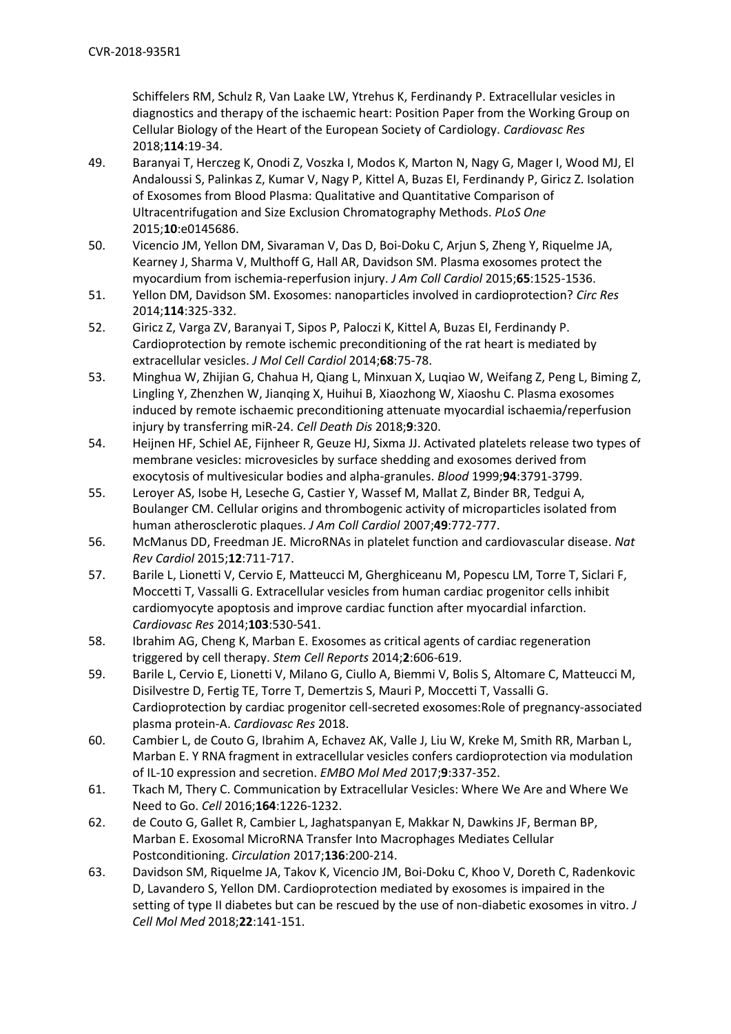Schiffelers RM, Schulz R, Van Laake LW, Ytrehus K, Ferdinandy P. Extracellular vesicles in diagnostics and therapy of the ischaemic heart: Position Paper from the Working Group on Cellular Biology of the Heart of the European Society of Cardiology. *Cardiovasc Res* 2018;**114**:19-34.

49. Baranyai T, Herczeg K, Onodi Z, Voszka I, Modos K, Marton N, Nagy G, Mager I, Wood MJ, El Andaloussi S, Palinkas Z, Kumar V, Nagy P, Kittel A, Buzas EI, Ferdinandy P, Giricz Z. Isolation of Exosomes from Blood Plasma: Qualitative and Quantitative Comparison of Ultracentrifugation and Size Exclusion Chromatography Methods. *PLoS One* 2015;**10**:e0145686.
50. Vicencio JM, Yellon DM, Sivaraman V, Das D, Boi-Doku C, Arjun S, Zheng Y, Riquelme JA, Kearney J, Sharma V, Multhoff G, Hall AR, Davidson SM. Plasma exosomes protect the myocardium from ischemia-reperfusion injury. *J Am Coll Cardiol* 2015;**65**:1525-1536.
51. Yellon DM, Davidson SM. Exosomes: nanoparticles involved in cardioprotection? *Circ Res* 2014;**114**:325-332.
52. Giricz Z, Varga ZV, Baranyai T, Sipos P, Paloczi K, Kittel A, Buzas EI, Ferdinandy P. Cardioprotection by remote ischemic preconditioning of the rat heart is mediated by extracellular vesicles. *J Mol Cell Cardiol* 2014;**68**:75-78.
53. Minghua W, Zhijian G, Chahua H, Qiang L, Minxuan X, Luqiao W, Weifang Z, Peng L, Biming Z, Lingling Y, Zhenzhen W, Jianqing X, Huihui B, Xiaozhong W, Xiaoshu C. Plasma exosomes induced by remote ischaemic preconditioning attenuate myocardial ischaemia/reperfusion injury by transferring miR-24. *Cell Death Dis* 2018;**9**:320.
54. Heijnen HF, Schiel AE, Fijnheer R, Geuze HJ, Sixma JJ. Activated platelets release two types of membrane vesicles: microvesicles by surface shedding and exosomes derived from exocytosis of multivesicular bodies and alpha-granules. *Blood* 1999;**94**:3791-3799.
55. Leroyer AS, Isobe H, Leseche G, Castier Y, Wassef M, Mallat Z, Binder BR, Tedgui A, Boulanger CM. Cellular origins and thrombogenic activity of microparticles isolated from human atherosclerotic plaques. *J Am Coll Cardiol* 2007;**49**:772-777.
56. McManus DD, Freedman JE. MicroRNAs in platelet function and cardiovascular disease. *Nat Rev Cardiol* 2015;**12**:711-717.
57. Barile L, Lionetti V, Cervio E, Matteucci M, Gherghiceanu M, Popescu LM, Torre T, Siclari F, Moccetti T, Vassalli G. Extracellular vesicles from human cardiac progenitor cells inhibit cardiomyocyte apoptosis and improve cardiac function after myocardial infarction. *Cardiovasc Res* 2014;**103**:530-541.
58. Ibrahim AG, Cheng K, Marban E. Exosomes as critical agents of cardiac regeneration triggered by cell therapy. *Stem Cell Reports* 2014;**2**:606-619.
59. Barile L, Cervio E, Lionetti V, Milano G, Ciullo A, Biemmi V, Bolis S, Altomare C, Matteucci M, Disilvestre D, Fertig TE, Torre T, Demertzis S, Mauri P, Moccetti T, Vassalli G. Cardioprotection by cardiac progenitor cell-secreted exosomes:Role of pregnancy-associated plasma protein-A. *Cardiovasc Res* 2018.
60. Cambier L, de Couto G, Ibrahim A, Echavez AK, Valle J, Liu W, Kreke M, Smith RR, Marban L, Marban E. Y RNA fragment in extracellular vesicles confers cardioprotection via modulation of IL-10 expression and secretion. *EMBO Mol Med* 2017;**9**:337-352.
61. Tkach M, Thery C. Communication by Extracellular Vesicles: Where We Are and Where We Need to Go. *Cell* 2016;**164**:1226-1232.
62. de Couto G, Gallet R, Cambier L, Jaghatspanyan E, Makkar N, Dawkins JF, Berman BP, Marban E. Exosomal MicroRNA Transfer Into Macrophages Mediates Cellular Postconditioning. *Circulation* 2017;**136**:200-214.
63. Davidson SM, Riquelme JA, Takov K, Vicencio JM, Boi-Doku C, Khoo V, Doreth C, Radenkovic D, Lavandero S, Yellon DM. Cardioprotection mediated by exosomes is impaired in the setting of type II diabetes but can be rescued by the use of non-diabetic exosomes in vitro. *J Cell Mol Med* 2018;**22**:141-151.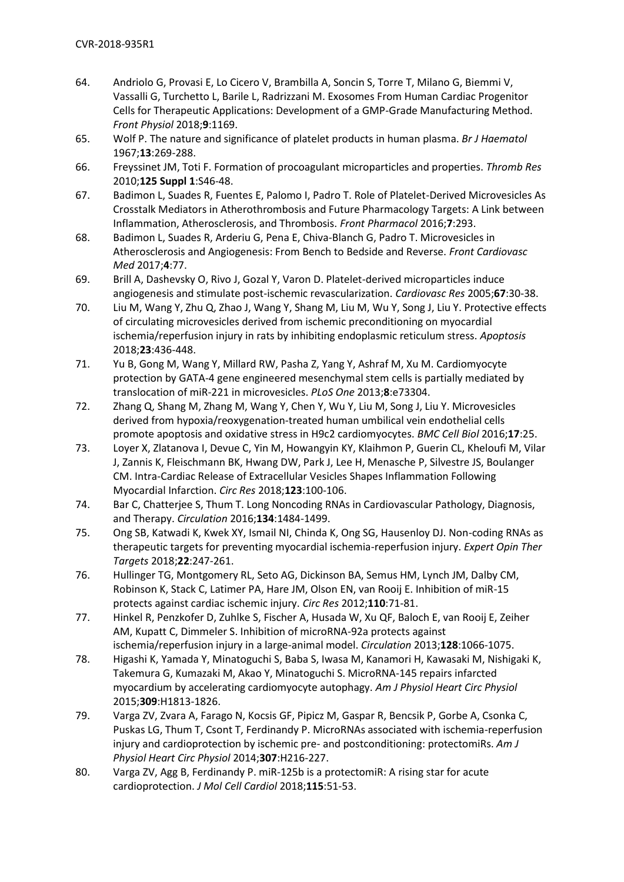64. Andriolo G, Provasi E, Lo Cicero V, Brambilla A, Soncin S, Torre T, Milano G, Biemmi V, Vassalli G, Turchetto L, Barile L, Radrizzani M. Exosomes From Human Cardiac Progenitor Cells for Therapeutic Applications: Development of a GMP-Grade Manufacturing Method. *Front Physiol* 2018;**9**:1169.
65. Wolf P. The nature and significance of platelet products in human plasma. *Br J Haematol* 1967;**13**:269-288.
66. Freyssinet JM, Toti F. Formation of procoagulant microparticles and properties. *Thromb Res* 2010;**125 Suppl 1**:S46-48.
67. Badimon L, Suades R, Fuentes E, Palomo I, Padro T. Role of Platelet-Derived Microvesicles As Crosstalk Mediators in Atherothrombosis and Future Pharmacology Targets: A Link between Inflammation, Atherosclerosis, and Thrombosis. *Front Pharmacol* 2016;**7**:293.
68. Badimon L, Suades R, Arderiu G, Pena E, Chiva-Blanch G, Padro T. Microvesicles in Atherosclerosis and Angiogenesis: From Bench to Bedside and Reverse. *Front Cardiovasc Med* 2017;**4**:77.
69. Brill A, Dashevsky O, Rivo J, Gozal Y, Varon D. Platelet-derived microparticles induce angiogenesis and stimulate post-ischemic revascularization. *Cardiovasc Res* 2005;**67**:30-38.
70. Liu M, Wang Y, Zhu Q, Zhao J, Wang Y, Shang M, Liu M, Wu Y, Song J, Liu Y. Protective effects of circulating microvesicles derived from ischemic preconditioning on myocardial ischemia/reperfusion injury in rats by inhibiting endoplasmic reticulum stress. *Apoptosis* 2018;**23**:436-448.
71. Yu B, Gong M, Wang Y, Millard RW, Pasha Z, Yang Y, Ashraf M, Xu M. Cardiomyocyte protection by GATA-4 gene engineered mesenchymal stem cells is partially mediated by translocation of miR-221 in microvesicles. *PLoS One* 2013;**8**:e73304.
72. Zhang Q, Shang M, Zhang M, Wang Y, Chen Y, Wu Y, Liu M, Song J, Liu Y. Microvesicles derived from hypoxia/reoxygenation-treated human umbilical vein endothelial cells promote apoptosis and oxidative stress in H9c2 cardiomyocytes. *BMC Cell Biol* 2016;**17**:25.
73. Loyer X, Zlatanova I, Devue C, Yin M, Howangyin KY, Klaihmon P, Guerin CL, Kheloufi M, Vilar J, Zannis K, Fleischmann BK, Hwang DW, Park J, Lee H, Menasche P, Silvestre JS, Boulanger CM. Intra-Cardiac Release of Extracellular Vesicles Shapes Inflammation Following Myocardial Infarction. *Circ Res* 2018;**123**:100-106.
74. Bar C, Chatterjee S, Thum T. Long Noncoding RNAs in Cardiovascular Pathology, Diagnosis, and Therapy. *Circulation* 2016;**134**:1484-1499.
75. Ong SB, Katwadi K, Kwek XY, Ismail NI, Chinda K, Ong SG, Hausenloy DJ. Non-coding RNAs as therapeutic targets for preventing myocardial ischemia-reperfusion injury. *Expert Opin Ther Targets* 2018;**22**:247-261.
76. Hullinger TG, Montgomery RL, Seto AG, Dickinson BA, Semus HM, Lynch JM, Dalby CM, Robinson K, Stack C, Latimer PA, Hare JM, Olson EN, van Rooij E. Inhibition of miR-15 protects against cardiac ischemic injury. *Circ Res* 2012;**110**:71-81.
77. Hinkel R, Penzkofer D, Zuhlke S, Fischer A, Husada W, Xu QF, Baloch E, van Rooij E, Zeiher AM, Kupatt C, Dimmeler S. Inhibition of microRNA-92a protects against ischemia/reperfusion injury in a large-animal model. *Circulation* 2013;**128**:1066-1075.
78. Higashi K, Yamada Y, Minatoguchi S, Baba S, Iwasa M, Kanamori H, Kawasaki M, Nishigaki K, Takemura G, Kumazaki M, Akao Y, Minatoguchi S. MicroRNA-145 repairs infarcted myocardium by accelerating cardiomyocyte autophagy. *Am J Physiol Heart Circ Physiol* 2015;**309**:H1813-1826.
79. Varga ZV, Zvara A, Farago N, Kocsis GF, Pipicz M, Gaspar R, Bencsik P, Gorbe A, Csonka C, Puskas LG, Thum T, Csont T, Ferdinandy P. MicroRNAs associated with ischemia-reperfusion injury and cardioprotection by ischemic pre- and postconditioning: protectomiRs. *Am J Physiol Heart Circ Physiol* 2014;**307**:H216-227.
80. Varga ZV, Agg B, Ferdinandy P. miR-125b is a protectomiR: A rising star for acute cardioprotection. *J Mol Cell Cardiol* 2018;**115**:51-53.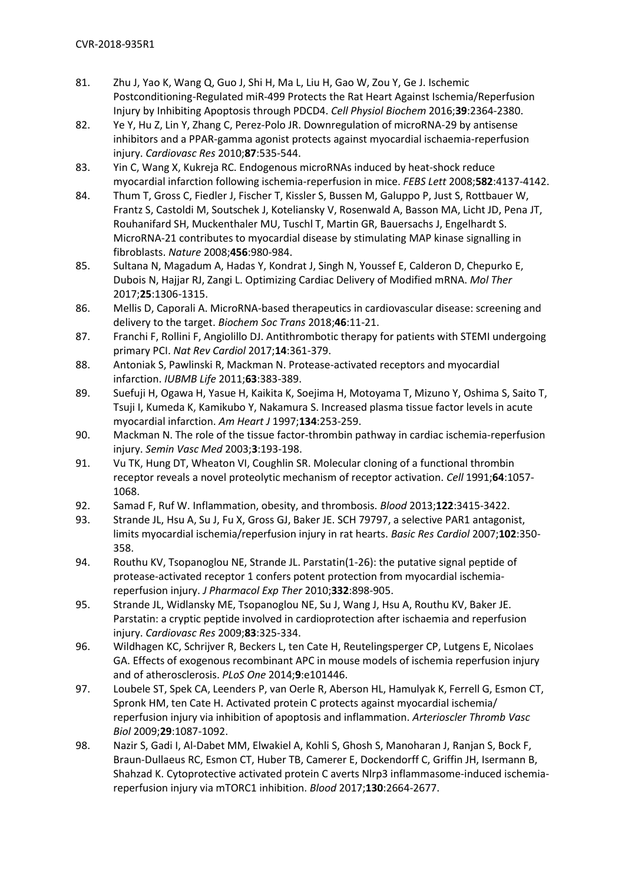81. Zhu J, Yao K, Wang Q, Guo J, Shi H, Ma L, Liu H, Gao W, Zou Y, Ge J. Ischemic Postconditioning-Regulated miR-499 Protects the Rat Heart Against Ischemia/Reperfusion Injury by Inhibiting Apoptosis through PDCD4. *Cell Physiol Biochem* 2016;**39**:2364-2380.
82. Ye Y, Hu Z, Lin Y, Zhang C, Perez-Polo JR. Downregulation of microRNA-29 by antisense inhibitors and a PPAR-gamma agonist protects against myocardial ischaemia-reperfusion injury. *Cardiovasc Res* 2010;**87**:535-544.
83. Yin C, Wang X, Kukreja RC. Endogenous microRNAs induced by heat-shock reduce myocardial infarction following ischemia-reperfusion in mice. *FEBS Lett* 2008;**582**:4137-4142.
84. Thum T, Gross C, Fiedler J, Fischer T, Kissler S, Bussen M, Galuppo P, Just S, Rottbauer W, Frantz S, Castoldi M, Soutschek J, Koteliansky V, Rosenwald A, Basson MA, Licht JD, Pena JT, Rouhanifard SH, Muckenthaler MU, Tuschl T, Martin GR, Bauersachs J, Engelhardt S. MicroRNA-21 contributes to myocardial disease by stimulating MAP kinase signalling in fibroblasts. *Nature* 2008;**456**:980-984.
85. Sultana N, Magadum A, Hadas Y, Kondrat J, Singh N, Youssef E, Calderon D, Chepurko E, Dubois N, Hajjar RJ, Zangi L. Optimizing Cardiac Delivery of Modified mRNA. *Mol Ther* 2017;**25**:1306-1315.
86. Mellis D, Caporali A. MicroRNA-based therapeutics in cardiovascular disease: screening and delivery to the target. *Biochem Soc Trans* 2018;**46**:11-21.
87. Franchi F, Rollini F, Angiolillo DJ. Antithrombotic therapy for patients with STEMI undergoing primary PCI. *Nat Rev Cardiol* 2017;**14**:361-379.
88. Antoniak S, Pawlinski R, Mackman N. Protease-activated receptors and myocardial infarction. *IUBMB Life* 2011;**63**:383-389.
89. Suefuji H, Ogawa H, Yasue H, Kaikita K, Soejima H, Motoyama T, Mizuno Y, Oshima S, Saito T, Tsuji I, Kumeda K, Kamikubo Y, Nakamura S. Increased plasma tissue factor levels in acute myocardial infarction. *Am Heart J* 1997;**134**:253-259.
90. Mackman N. The role of the tissue factor-thrombin pathway in cardiac ischemia-reperfusion injury. *Semin Vasc Med* 2003;**3**:193-198.
91. Vu TK, Hung DT, Wheaton VI, Coughlin SR. Molecular cloning of a functional thrombin receptor reveals a novel proteolytic mechanism of receptor activation. *Cell* 1991;**64**:1057-1068.
92. Samad F, Ruf W. Inflammation, obesity, and thrombosis. *Blood* 2013;**122**:3415-3422.
93. Strande JL, Hsu A, Su J, Fu X, Gross GJ, Baker JE. SCH 79797, a selective PAR1 antagonist, limits myocardial ischemia/reperfusion injury in rat hearts. *Basic Res Cardiol* 2007;**102**:350-358.
94. Routhu KV, Tsopanoglou NE, Strande JL. Parstatin(1-26): the putative signal peptide of protease-activated receptor 1 confers potent protection from myocardial ischemia-reperfusion injury. *J Pharmacol Exp Ther* 2010;**332**:898-905.
95. Strande JL, Widlansky ME, Tsopanoglou NE, Su J, Wang J, Hsu A, Routhu KV, Baker JE. Parstatin: a cryptic peptide involved in cardioprotection after ischaemia and reperfusion injury. *Cardiovasc Res* 2009;**83**:325-334.
96. Wildhagen KC, Schrijver R, Beckers L, ten Cate H, Reutelingsperger CP, Lutgens E, Nicolaes GA. Effects of exogenous recombinant APC in mouse models of ischemia reperfusion injury and of atherosclerosis. *PLoS One* 2014;**9**:e101446.
97. Loubele ST, Spek CA, Leenders P, van Oerle R, Aberson HL, Hamulyak K, Ferrell G, Esmon CT, Spronk HM, ten Cate H. Activated protein C protects against myocardial ischemia/reperfusion injury via inhibition of apoptosis and inflammation. *Arterioscler Thromb Vasc Biol* 2009;**29**:1087-1092.
98. Nazir S, Gadi I, Al-Dabet MM, Elwakiel A, Kohli S, Ghosh S, Manoharan J, Ranjan S, Bock F, Braun-Dullaeus RC, Esmon CT, Huber TB, Camerer E, Dockendorff C, Griffin JH, Isermann B, Shahzad K. Cytoprotective activated protein C averts Nlrp3 inflammasome-induced ischemia-reperfusion injury via mTORC1 inhibition. *Blood* 2017;**130**:2664-2677.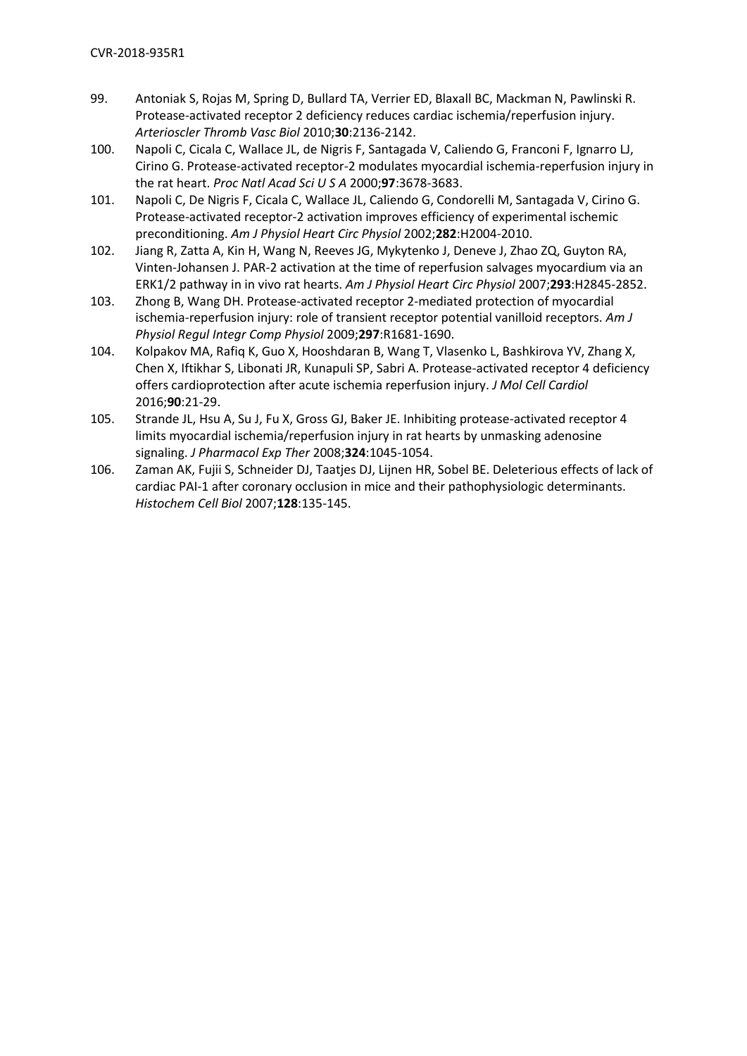99. Antoniak S, Rojas M, Spring D, Bullard TA, Verrier ED, Blaxall BC, Mackman N, Pawlinski R. Protease-activated receptor 2 deficiency reduces cardiac ischemia/reperfusion injury. *Arterioscler Thromb Vasc Biol* 2010;**30**:2136-2142.
100. Napoli C, Cicala C, Wallace JL, de Nigris F, Santagada V, Caliendo G, Franconi F, Ignarro LJ, Cirino G. Protease-activated receptor-2 modulates myocardial ischemia-reperfusion injury in the rat heart. *Proc Natl Acad Sci U S A* 2000;**97**:3678-3683.
101. Napoli C, De Nigris F, Cicala C, Wallace JL, Caliendo G, Condorelli M, Santagada V, Cirino G. Protease-activated receptor-2 activation improves efficiency of experimental ischemic preconditioning. *Am J Physiol Heart Circ Physiol* 2002;**282**:H2004-2010.
102. Jiang R, Zatta A, Kin H, Wang N, Reeves JG, Mykytenko J, Deneve J, Zhao ZQ, Guyton RA, Vinten-Johansen J. PAR-2 activation at the time of reperfusion salvages myocardium via an ERK1/2 pathway in in vivo rat hearts. *Am J Physiol Heart Circ Physiol* 2007;**293**:H2845-2852.
103. Zhong B, Wang DH. Protease-activated receptor 2-mediated protection of myocardial ischemia-reperfusion injury: role of transient receptor potential vanilloid receptors. *Am J Physiol Regul Integr Comp Physiol* 2009;**297**:R1681-1690.
104. Kolpakov MA, Rafiq K, Guo X, Hooshdaran B, Wang T, Vlasenko L, Bashkirova YV, Zhang X, Chen X, Iftikhar S, Libonati JR, Kunapuli SP, Sabri A. Protease-activated receptor 4 deficiency offers cardioprotection after acute ischemia reperfusion injury. *J Mol Cell Cardiol* 2016;**90**:21-29.
105. Strande JL, Hsu A, Su J, Fu X, Gross GJ, Baker JE. Inhibiting protease-activated receptor 4 limits myocardial ischemia/reperfusion injury in rat hearts by unmasking adenosine signaling. *J Pharmacol Exp Ther* 2008;**324**:1045-1054.
106. Zaman AK, Fujii S, Schneider DJ, Taatjes DJ, Lijnen HR, Sobel BE. Deleterious effects of lack of cardiac PAI-1 after coronary occlusion in mice and their pathophysiologic determinants. *Histochem Cell Biol* 2007;**128**:135-145.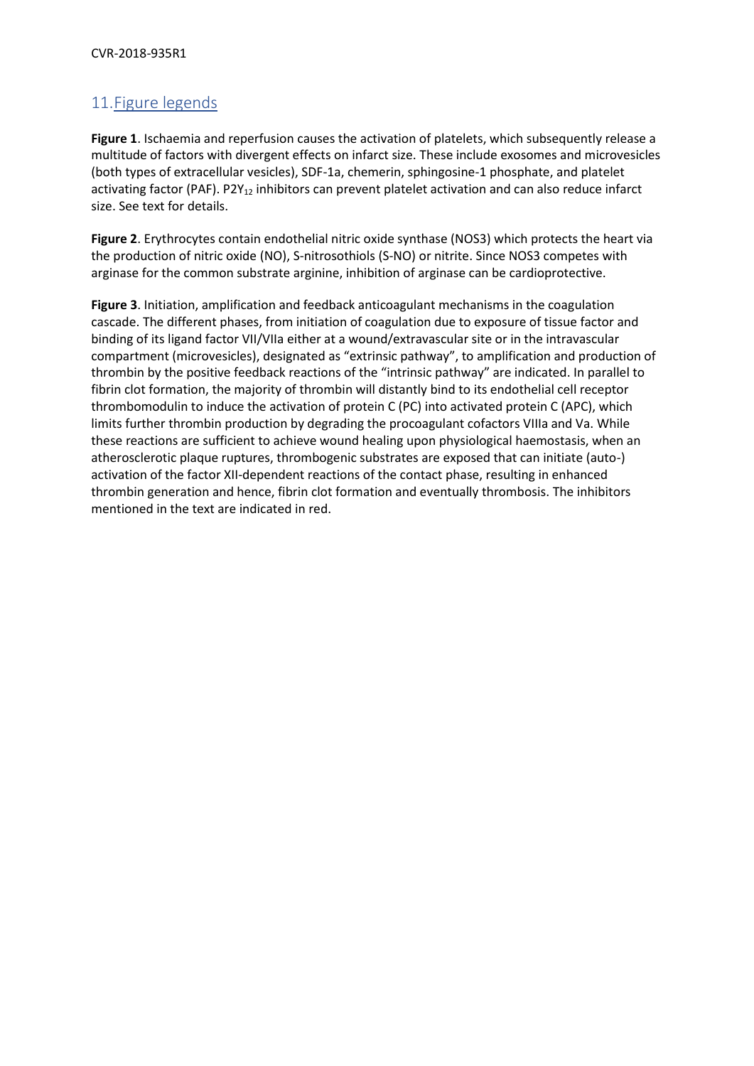## 11. Figure legends

**Figure 1**. Ischaemia and reperfusion causes the activation of platelets, which subsequently release a multitude of factors with divergent effects on infarct size. These include exosomes and microvesicles (both types of extracellular vesicles), SDF-1a, chemerin, sphingosine-1 phosphate, and platelet activating factor (PAF). $P2Y_{12}$ inhibitors can prevent platelet activation and can also reduce infarct size. See text for details.

**Figure 2**. Erythrocytes contain endothelial nitric oxide synthase (NOS3) which protects the heart via the production of nitric oxide (NO), S-nitrosothiols (S-NO) or nitrite. Since NOS3 competes with arginase for the common substrate arginine, inhibition of arginase can be cardioprotective.

**Figure 3**. Initiation, amplification and feedback anticoagulant mechanisms in the coagulation cascade. The different phases, from initiation of coagulation due to exposure of tissue factor and binding of its ligand factor VII/VIIa either at a wound/extravascular site or in the intravascular compartment (microvesicles), designated as "extrinsic pathway", to amplification and production of thrombin by the positive feedback reactions of the "intrinsic pathway" are indicated. In parallel to fibrin clot formation, the majority of thrombin will distantly bind to its endothelial cell receptor thrombomodulin to induce the activation of protein C (PC) into activated protein C (APC), which limits further thrombin production by degrading the procoagulant cofactors VIIIa and Va. While these reactions are sufficient to achieve wound healing upon physiological haemostasis, when an atherosclerotic plaque ruptures, thrombogenic substrates are exposed that can initiate (auto-) activation of the factor XII-dependent reactions of the contact phase, resulting in enhanced thrombin generation and hence, fibrin clot formation and eventually thrombosis. The inhibitors mentioned in the text are indicated in red.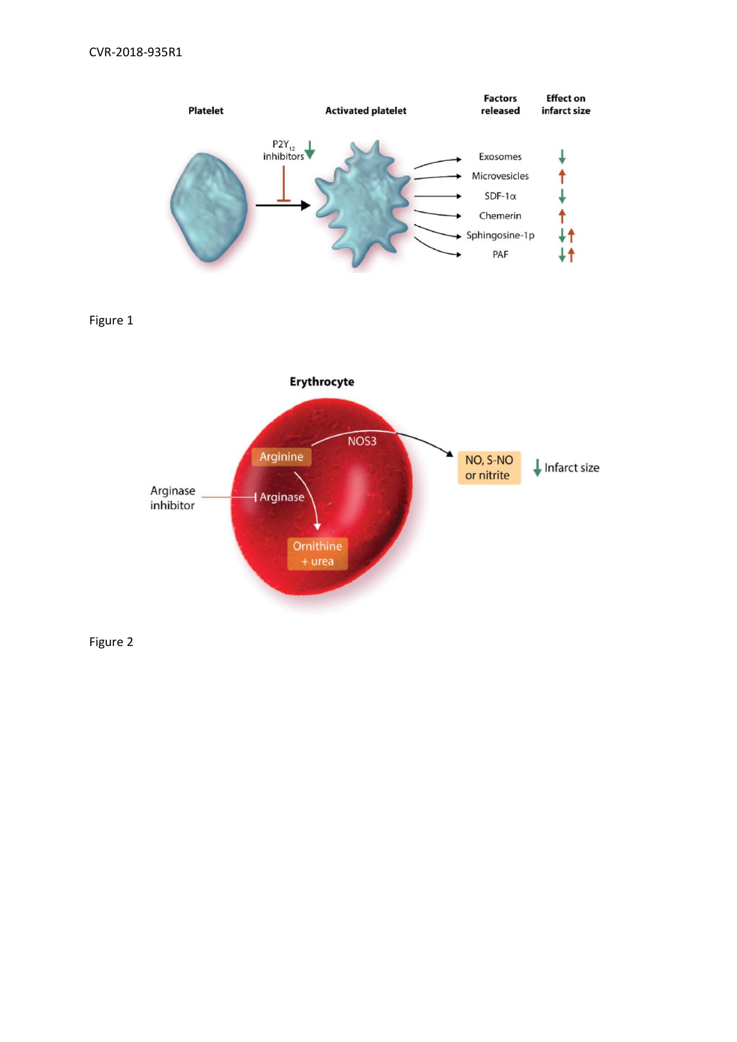Platelet → Activated platelet (P2Y$_{12}$ inhibitors ↓)

| Factors released | Effect on infarct size |
| --- | --- |
| Exosomes | ↓ |
| Microvesicles | ↑ |
| SDF-1α | ↓ |
| Chemerin | ↑ |
| Sphingosine-1p | ↓↑ |
| PAF | ↓↑ |

Figure 1

**Erythrocyte**

Arginine → NOS3 → NO, S-NO or nitrite → ↓ Infarct size

Arginine → Arginase → Ornithine + urea

Arginase inhibitor ⊣ Arginase

Figure 2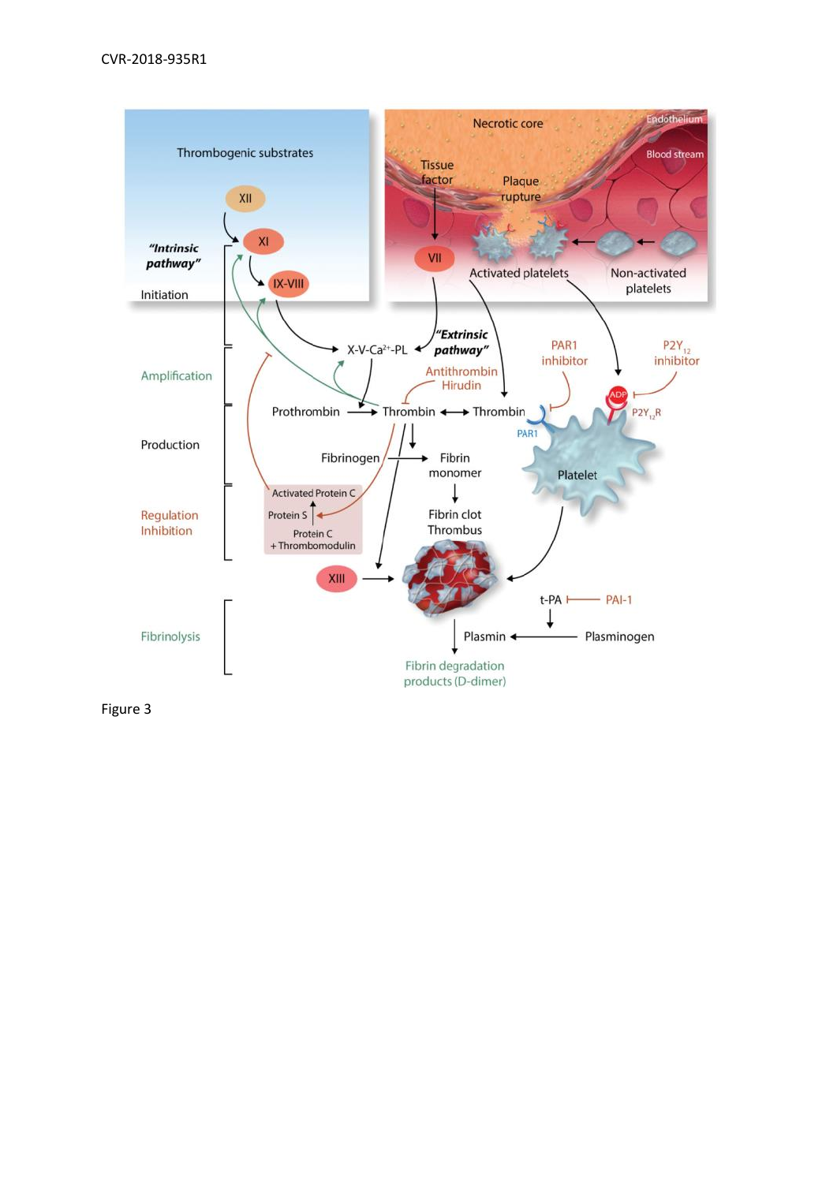Thrombogenic substrates

XII

XI

IX-VIII

*"Intrinsic pathway"*

Initiation

Necrotic core

Endothelium

Blood stream

Tissue factor

Plaque rupture

VII

Activated platelets

Non-activated platelets

Amplification

X-V-$Ca^{2+}$-PL

*"Extrinsic pathway"*

Antithrombin

Hirudin

PAR1 inhibitor

$P2Y_{12}$ inhibitor

ADP

$P2Y_{12}R$

PAR1

Production

Prothrombin

Thrombin

Thrombin

Fibrinogen

Fibrin monomer

Platelet

Regulation Inhibition

Activated Protein C

Protein S

Protein C + Thrombomodulin

Fibrin clot Thrombus

XIII

t-PA

PAI-1

Fibrinolysis

Plasmin

Plasminogen

Fibrin degradation products (D-dimer)

Figure 3